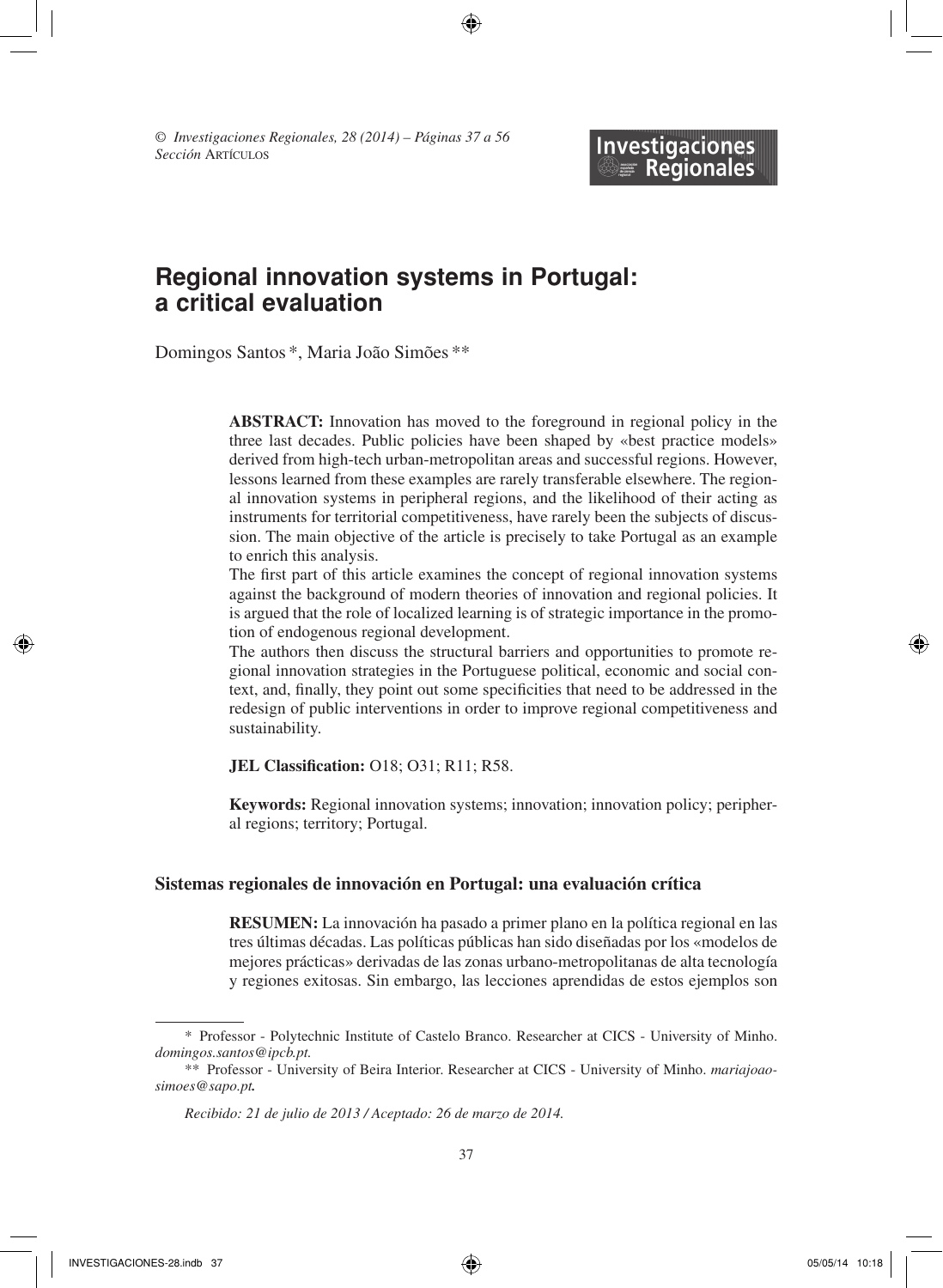# Regional innovation systems in Portugal: a critical evaluation

Domingos Santos *, Maria João Simões **

**ABSTRACT:** Innovation has moved to the foreground in regional policy in the three last decades. Public policies have been shaped by «best practice models» derived from high-tech urban-metropolitan areas and successful regions. However, lessons learned from these examples are rarely transferable elsewhere. The regional innovation systems in peripheral regions, and the likelihood of their acting as instruments for territorial competitiveness, have rarely been the subjects of discussion. The main objective of the article is precisely to take Portugal as an example to enrich this analysis.

The first part of this article examines the concept of regional innovation systems against the background of modern theories of innovation and regional policies. It is argued that the role of localized learning is of strategic importance in the promotion of endogenous regional development.

The authors then discuss the structural barriers and opportunities to promote regional innovation strategies in the Portuguese political, economic and social context, and, finally, they point out some specificities that need to be addressed in the redesign of public interventions in order to improve regional competitiveness and sustainability.

**JEL Classification:** O18; O31; R11; R58.

**Keywords:** Regional innovation systems; innovation; innovation policy; peripheral regions; territory; Portugal.

## Sistemas regionales de innovación en Portugal: una evaluación crítica

**RESUMEN:** La innovación ha pasado a primer plano en la política regional en las tres últimas décadas. Las políticas públicas han sido diseñadas por los «modelos de mejores prácticas» derivadas de las zonas urbano-metropolitanas de alta tecnología y regiones exitosas. Sin embargo, las lecciones aprendidas de estos ejemplos son

---

\* Professor - Polytechnic Institute of Castelo Branco. Researcher at CICS - University of Minho. *domingos.santos@ipcb.pt.*

\** Professor - University of Beira Interior. Researcher at CICS - University of Minho. *mariajoaosimoes@sapo.pt.*

*Recibido: 21 de julio de 2013 / Aceptado: 26 de marzo de 2014.*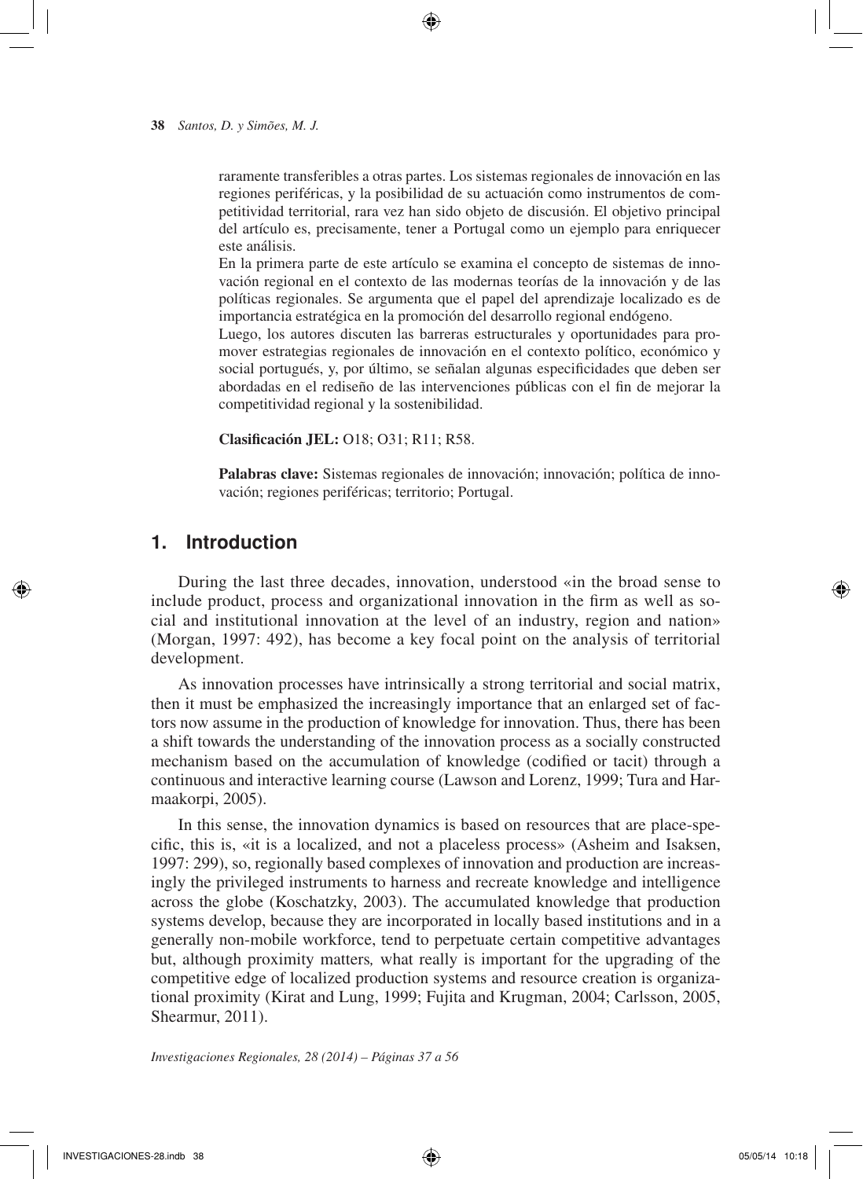raramente transferibles a otras partes. Los sistemas regionales de innovación en las regiones periféricas, y la posibilidad de su actuación como instrumentos de competitividad territorial, rara vez han sido objeto de discusión. El objetivo principal del artículo es, precisamente, tener a Portugal como un ejemplo para enriquecer este análisis.

En la primera parte de este artículo se examina el concepto de sistemas de innovación regional en el contexto de las modernas teorías de la innovación y de las políticas regionales. Se argumenta que el papel del aprendizaje localizado es de importancia estratégica en la promoción del desarrollo regional endógeno.

Luego, los autores discuten las barreras estructurales y oportunidades para promover estrategias regionales de innovación en el contexto político, económico y social portugués, y, por último, se señalan algunas especificidades que deben ser abordadas en el rediseño de las intervenciones públicas con el fin de mejorar la competitividad regional y la sostenibilidad.

**Clasificación JEL:** O18; O31; R11; R58.

**Palabras clave:** Sistemas regionales de innovación; innovación; política de innovación; regiones periféricas; territorio; Portugal.

## 1. Introduction

During the last three decades, innovation, understood «in the broad sense to include product, process and organizational innovation in the firm as well as social and institutional innovation at the level of an industry, region and nation» (Morgan, 1997: 492), has become a key focal point on the analysis of territorial development.

As innovation processes have intrinsically a strong territorial and social matrix, then it must be emphasized the increasingly importance that an enlarged set of factors now assume in the production of knowledge for innovation. Thus, there has been a shift towards the understanding of the innovation process as a socially constructed mechanism based on the accumulation of knowledge (codified or tacit) through a continuous and interactive learning course (Lawson and Lorenz, 1999; Tura and Harmaakorpi, 2005).

In this sense, the innovation dynamics is based on resources that are place-specific, this is, «it is a localized, and not a placeless process» (Asheim and Isaksen, 1997: 299), so, regionally based complexes of innovation and production are increasingly the privileged instruments to harness and recreate knowledge and intelligence across the globe (Koschatzky, 2003). The accumulated knowledge that production systems develop, because they are incorporated in locally based institutions and in a generally non-mobile workforce, tend to perpetuate certain competitive advantages but, although proximity matters*,* what really is important for the upgrading of the competitive edge of localized production systems and resource creation is organizational proximity (Kirat and Lung, 1999; Fujita and Krugman, 2004; Carlsson, 2005, Shearmur, 2011).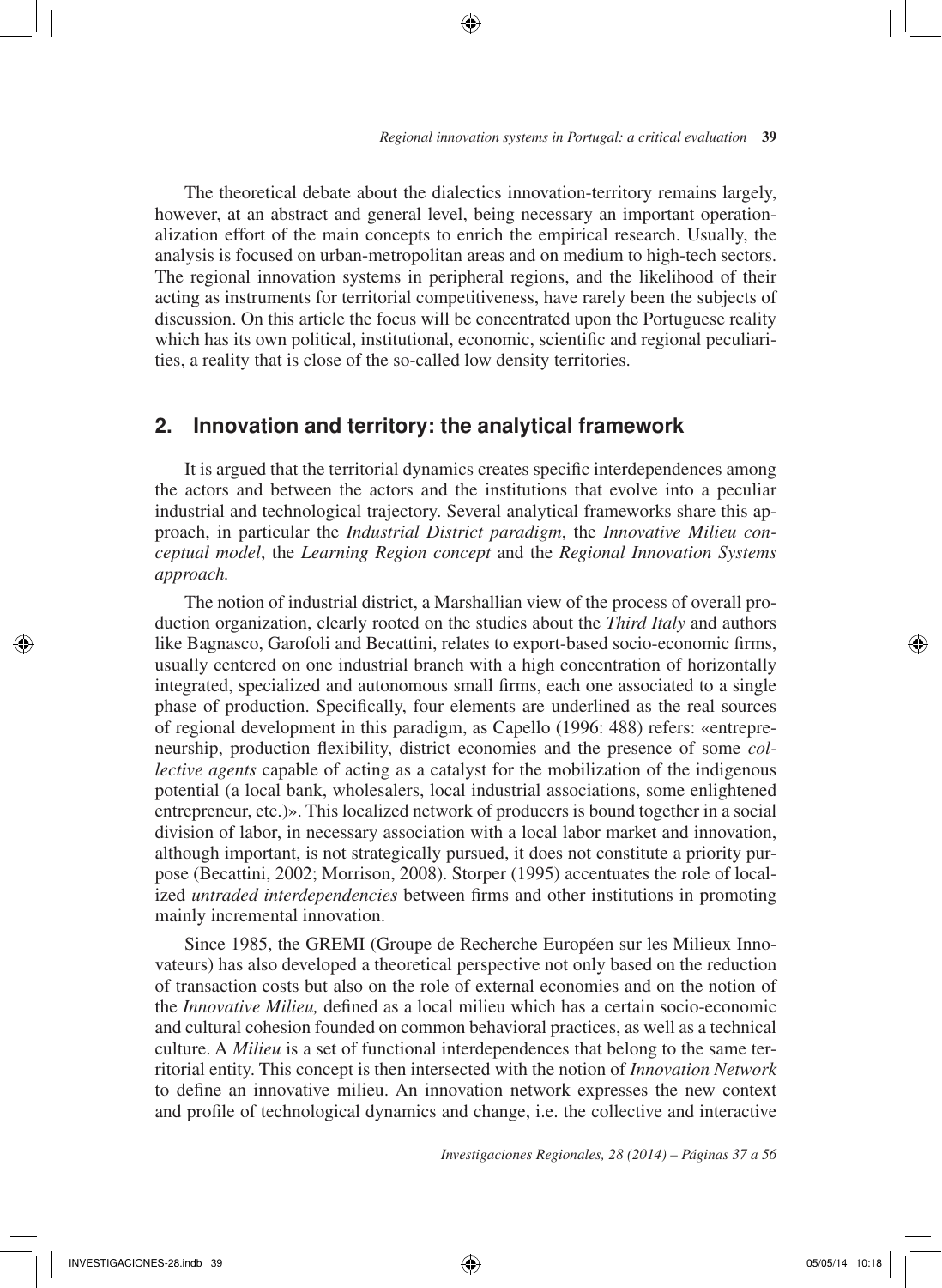The theoretical debate about the dialectics innovation-territory remains largely, however, at an abstract and general level, being necessary an important operationalization effort of the main concepts to enrich the empirical research. Usually, the analysis is focused on urban-metropolitan areas and on medium to high-tech sectors. The regional innovation systems in peripheral regions, and the likelihood of their acting as instruments for territorial competitiveness, have rarely been the subjects of discussion. On this article the focus will be concentrated upon the Portuguese reality which has its own political, institutional, economic, scientific and regional peculiarities, a reality that is close of the so-called low density territories.

## 2. Innovation and territory: the analytical framework

It is argued that the territorial dynamics creates specific interdependences among the actors and between the actors and the institutions that evolve into a peculiar industrial and technological trajectory. Several analytical frameworks share this approach, in particular the *Industrial District paradigm*, the *Innovative Milieu conceptual model*, the *Learning Region concept* and the *Regional Innovation Systems approach.*

The notion of industrial district, a Marshallian view of the process of overall production organization, clearly rooted on the studies about the *Third Italy* and authors like Bagnasco, Garofoli and Becattini, relates to export-based socio-economic firms, usually centered on one industrial branch with a high concentration of horizontally integrated, specialized and autonomous small firms, each one associated to a single phase of production. Specifically, four elements are underlined as the real sources of regional development in this paradigm, as Capello (1996: 488) refers: «entrepreneurship, production flexibility, district economies and the presence of some *collective agents* capable of acting as a catalyst for the mobilization of the indigenous potential (a local bank, wholesalers, local industrial associations, some enlightened entrepreneur, etc.)». This localized network of producers is bound together in a social division of labor, in necessary association with a local labor market and innovation, although important, is not strategically pursued, it does not constitute a priority purpose (Becattini, 2002; Morrison, 2008). Storper (1995) accentuates the role of localized *untraded interdependencies* between firms and other institutions in promoting mainly incremental innovation.

Since 1985, the GREMI (Groupe de Recherche Européen sur les Milieux Innovateurs) has also developed a theoretical perspective not only based on the reduction of transaction costs but also on the role of external economies and on the notion of the *Innovative Milieu,* defined as a local milieu which has a certain socio-economic and cultural cohesion founded on common behavioral practices, as well as a technical culture. A *Milieu* is a set of functional interdependences that belong to the same territorial entity. This concept is then intersected with the notion of *Innovation Network* to define an innovative milieu. An innovation network expresses the new context and profile of technological dynamics and change, i.e. the collective and interactive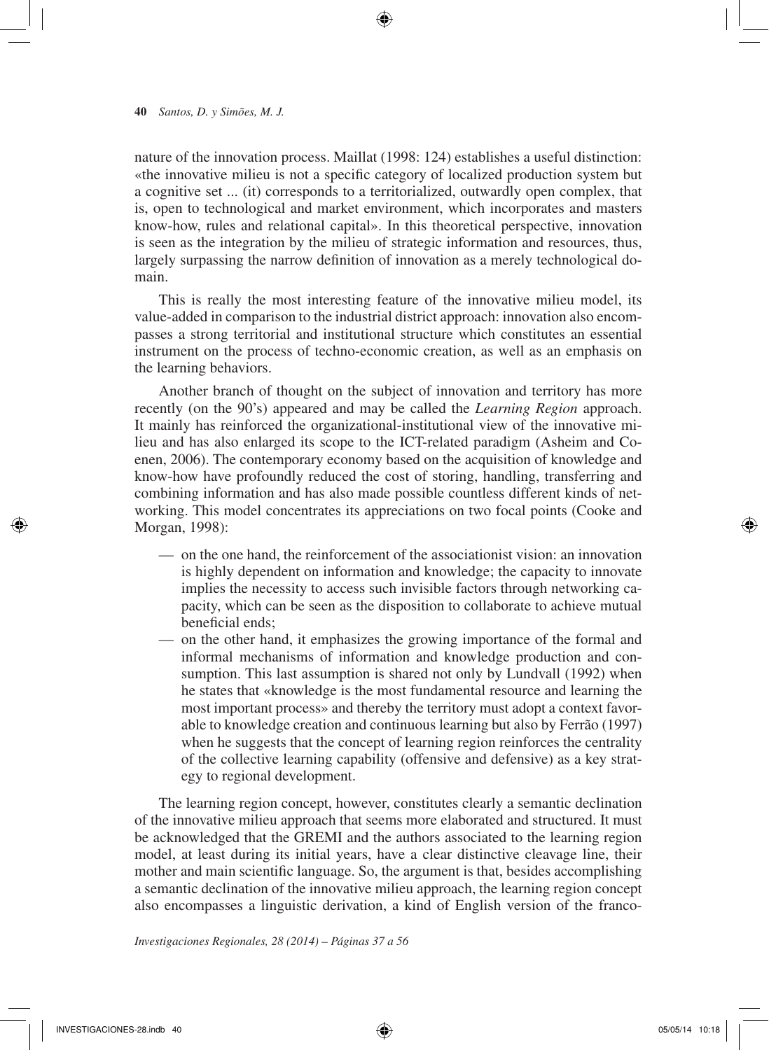nature of the innovation process. Maillat (1998: 124) establishes a useful distinction: «the innovative milieu is not a specific category of localized production system but a cognitive set ... (it) corresponds to a territorialized, outwardly open complex, that is, open to technological and market environment, which incorporates and masters know-how, rules and relational capital». In this theoretical perspective, innovation is seen as the integration by the milieu of strategic information and resources, thus, largely surpassing the narrow definition of innovation as a merely technological domain.

This is really the most interesting feature of the innovative milieu model, its value-added in comparison to the industrial district approach: innovation also encompasses a strong territorial and institutional structure which constitutes an essential instrument on the process of techno-economic creation, as well as an emphasis on the learning behaviors.

Another branch of thought on the subject of innovation and territory has more recently (on the 90's) appeared and may be called the *Learning Region* approach. It mainly has reinforced the organizational-institutional view of the innovative milieu and has also enlarged its scope to the ICT-related paradigm (Asheim and Coenen, 2006). The contemporary economy based on the acquisition of knowledge and know-how have profoundly reduced the cost of storing, handling, transferring and combining information and has also made possible countless different kinds of networking. This model concentrates its appreciations on two focal points (Cooke and Morgan, 1998):

- on the one hand, the reinforcement of the associationist vision: an innovation is highly dependent on information and knowledge; the capacity to innovate implies the necessity to access such invisible factors through networking capacity, which can be seen as the disposition to collaborate to achieve mutual beneficial ends;
- on the other hand, it emphasizes the growing importance of the formal and informal mechanisms of information and knowledge production and consumption. This last assumption is shared not only by Lundvall (1992) when he states that «knowledge is the most fundamental resource and learning the most important process» and thereby the territory must adopt a context favorable to knowledge creation and continuous learning but also by Ferrão (1997) when he suggests that the concept of learning region reinforces the centrality of the collective learning capability (offensive and defensive) as a key strategy to regional development.

The learning region concept, however, constitutes clearly a semantic declination of the innovative milieu approach that seems more elaborated and structured. It must be acknowledged that the GREMI and the authors associated to the learning region model, at least during its initial years, have a clear distinctive cleavage line, their mother and main scientific language. So, the argument is that, besides accomplishing a semantic declination of the innovative milieu approach, the learning region concept also encompasses a linguistic derivation, a kind of English version of the franco-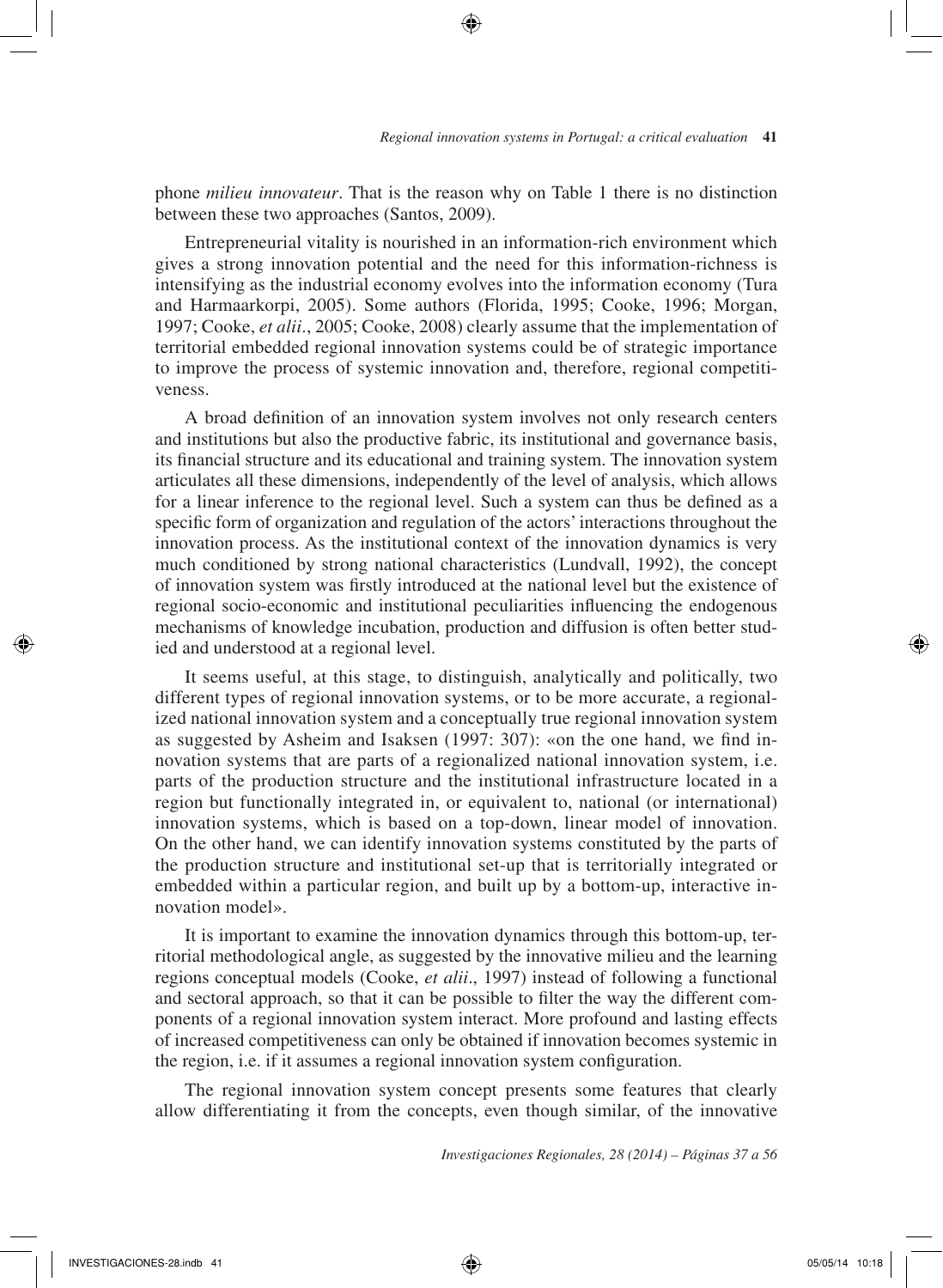phone *milieu innovateur*. That is the reason why on Table 1 there is no distinction between these two approaches (Santos, 2009).

Entrepreneurial vitality is nourished in an information-rich environment which gives a strong innovation potential and the need for this information-richness is intensifying as the industrial economy evolves into the information economy (Tura and Harmaarkorpi, 2005). Some authors (Florida, 1995; Cooke, 1996; Morgan, 1997; Cooke, *et alii*., 2005; Cooke, 2008) clearly assume that the implementation of territorial embedded regional innovation systems could be of strategic importance to improve the process of systemic innovation and, therefore, regional competitiveness.

A broad definition of an innovation system involves not only research centers and institutions but also the productive fabric, its institutional and governance basis, its financial structure and its educational and training system. The innovation system articulates all these dimensions, independently of the level of analysis, which allows for a linear inference to the regional level. Such a system can thus be defined as a specific form of organization and regulation of the actors' interactions throughout the innovation process. As the institutional context of the innovation dynamics is very much conditioned by strong national characteristics (Lundvall, 1992), the concept of innovation system was firstly introduced at the national level but the existence of regional socio-economic and institutional peculiarities influencing the endogenous mechanisms of knowledge incubation, production and diffusion is often better studied and understood at a regional level.

It seems useful, at this stage, to distinguish, analytically and politically, two different types of regional innovation systems, or to be more accurate, a regionalized national innovation system and a conceptually true regional innovation system as suggested by Asheim and Isaksen (1997: 307): «on the one hand, we find innovation systems that are parts of a regionalized national innovation system, i.e. parts of the production structure and the institutional infrastructure located in a region but functionally integrated in, or equivalent to, national (or international) innovation systems, which is based on a top-down, linear model of innovation. On the other hand, we can identify innovation systems constituted by the parts of the production structure and institutional set-up that is territorially integrated or embedded within a particular region, and built up by a bottom-up, interactive innovation model».

It is important to examine the innovation dynamics through this bottom-up, territorial methodological angle, as suggested by the innovative milieu and the learning regions conceptual models (Cooke, *et alii*., 1997) instead of following a functional and sectoral approach, so that it can be possible to filter the way the different components of a regional innovation system interact. More profound and lasting effects of increased competitiveness can only be obtained if innovation becomes systemic in the region, i.e. if it assumes a regional innovation system configuration.

The regional innovation system concept presents some features that clearly allow differentiating it from the concepts, even though similar, of the innovative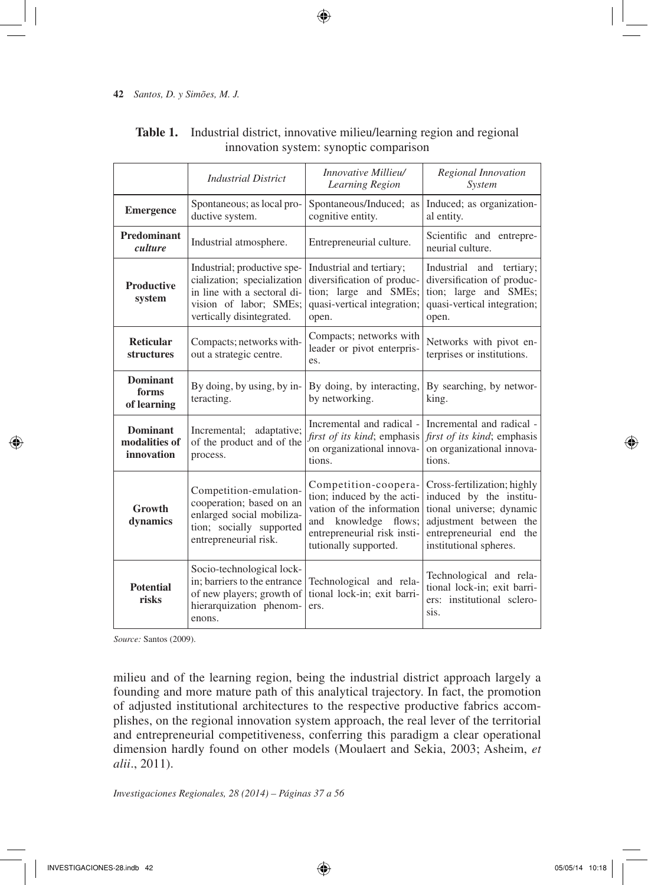**Table 1.** Industrial district, innovative milieu/learning region and regional innovation system: synoptic comparison

| | *Industrial District* | *Innovative Millieu/ Learning Region* | *Regional Innovation System* |
|---|---|---|---|
| **Emergence** | Spontaneous; as local productive system. | Spontaneous/Induced; as cognitive entity. | Induced; as organizational entity. |
| **Predominant *culture*** | Industrial atmosphere. | Entrepreneurial culture. | Scientific and entrepreneurial culture. |
| **Productive system** | Industrial; productive specialization; specialization in line with a sectoral division of labor; SMEs; vertically disintegrated. | Industrial and tertiary; diversification of production; large and SMEs; quasi-vertical integration; open. | Industrial and tertiary; diversification of production; large and SMEs; quasi-vertical integration; open. |
| **Reticular structures** | Compacts; networks without a strategic centre. | Compacts; networks with leader or pivot enterprises. | Networks with pivot enterprises or institutions. |
| **Dominant forms of learning** | By doing, by using, by interacting. | By doing, by interacting, by networking. | By searching, by networking. |
| **Dominant modalities of innovation** | Incremental; adaptative; of the product and of the process. | Incremental and radical - *first of its kind*; emphasis on organizational innovations. | Incremental and radical - *first of its kind*; emphasis on organizational innovations. |
| **Growth dynamics** | Competition-emulation-cooperation; based on an enlarged social mobilization; socially supported entrepreneurial risk. | Competition-cooperation; induced by the activation of the information and knowledge flows; entrepreneurial risk institutionally supported. | Cross-fertilization; highly induced by the institutional universe; dynamic adjustment between the entrepreneurial end the institutional spheres. |
| **Potential risks** | Socio-technological lock-in; barriers to the entrance of new players; growth of hierarquization phenomenons. | Technological and relational lock-in; exit barriers. | Technological and relational lock-in; exit barriers: institutional sclerosis. |

*Source:* Santos (2009).

milieu and of the learning region, being the industrial district approach largely a founding and more mature path of this analytical trajectory. In fact, the promotion of adjusted institutional architectures to the respective productive fabrics accomplishes, on the regional innovation system approach, the real lever of the territorial and entrepreneurial competitiveness, conferring this paradigm a clear operational dimension hardly found on other models (Moulaert and Sekia, 2003; Asheim, *et alii*., 2011).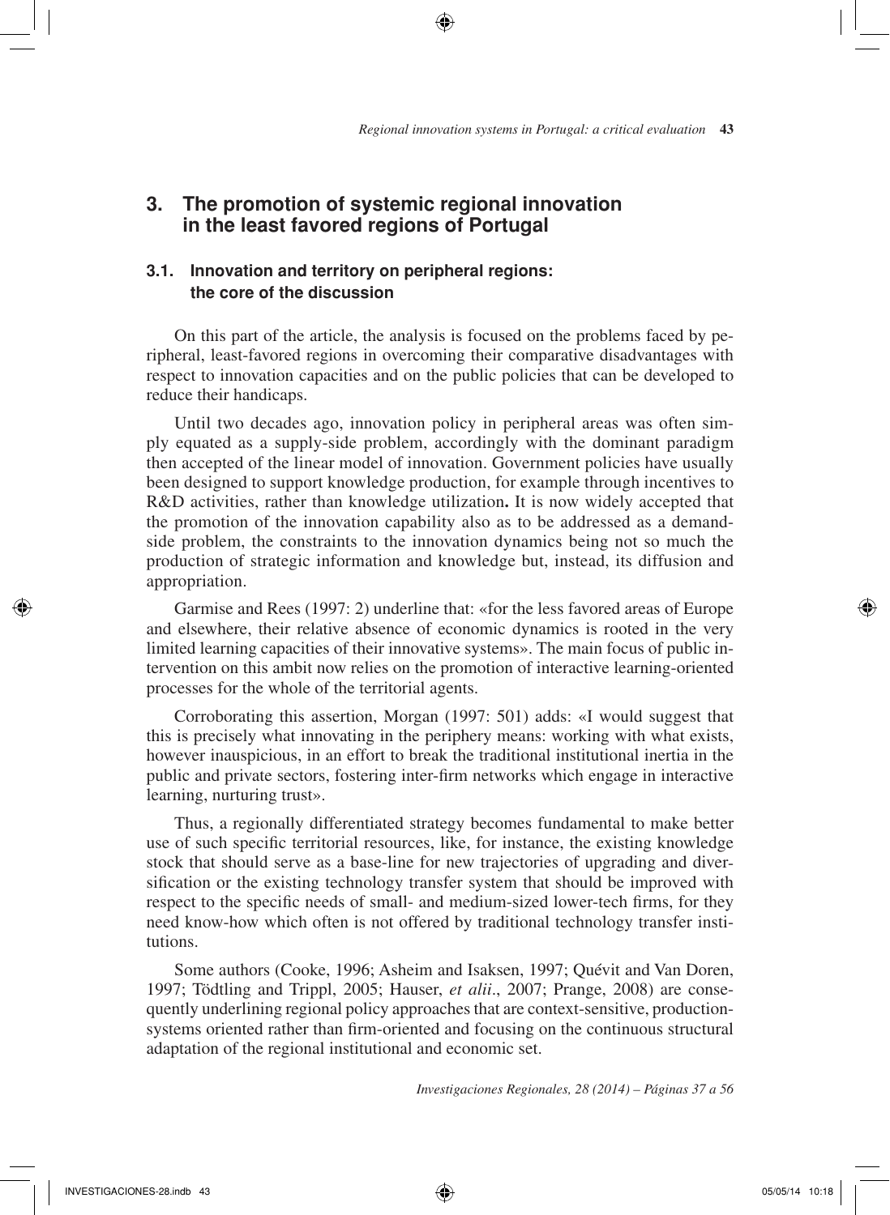## 3. The promotion of systemic regional innovation in the least favored regions of Portugal

### 3.1. Innovation and territory on peripheral regions: the core of the discussion

On this part of the article, the analysis is focused on the problems faced by peripheral, least-favored regions in overcoming their comparative disadvantages with respect to innovation capacities and on the public policies that can be developed to reduce their handicaps.

Until two decades ago, innovation policy in peripheral areas was often simply equated as a supply-side problem, accordingly with the dominant paradigm then accepted of the linear model of innovation. Government policies have usually been designed to support knowledge production, for example through incentives to R&D activities, rather than knowledge utilization**.** It is now widely accepted that the promotion of the innovation capability also as to be addressed as a demand-side problem, the constraints to the innovation dynamics being not so much the production of strategic information and knowledge but, instead, its diffusion and appropriation.

Garmise and Rees (1997: 2) underline that: «for the less favored areas of Europe and elsewhere, their relative absence of economic dynamics is rooted in the very limited learning capacities of their innovative systems». The main focus of public intervention on this ambit now relies on the promotion of interactive learning-oriented processes for the whole of the territorial agents.

Corroborating this assertion, Morgan (1997: 501) adds: «I would suggest that this is precisely what innovating in the periphery means: working with what exists, however inauspicious, in an effort to break the traditional institutional inertia in the public and private sectors, fostering inter-firm networks which engage in interactive learning, nurturing trust».

Thus, a regionally differentiated strategy becomes fundamental to make better use of such specific territorial resources, like, for instance, the existing knowledge stock that should serve as a base-line for new trajectories of upgrading and diversification or the existing technology transfer system that should be improved with respect to the specific needs of small- and medium-sized lower-tech firms, for they need know-how which often is not offered by traditional technology transfer institutions.

Some authors (Cooke, 1996; Asheim and Isaksen, 1997; Quévit and Van Doren, 1997; Tödtling and Trippl, 2005; Hauser, *et alii*., 2007; Prange, 2008) are consequently underlining regional policy approaches that are context-sensitive, production-systems oriented rather than firm-oriented and focusing on the continuous structural adaptation of the regional institutional and economic set.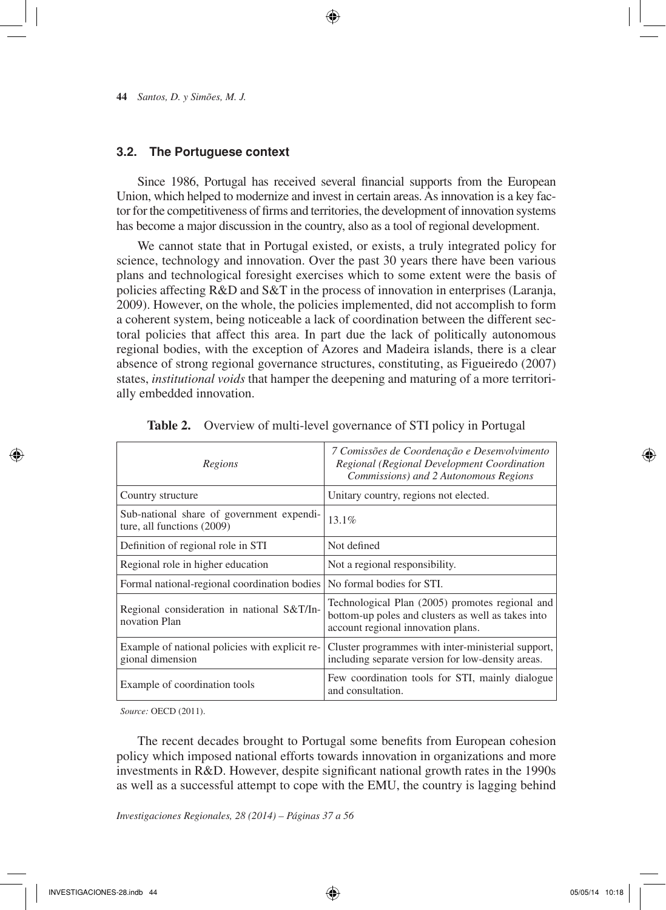### 3.2. The Portuguese context

Since 1986, Portugal has received several financial supports from the European Union, which helped to modernize and invest in certain areas. As innovation is a key factor for the competitiveness of firms and territories, the development of innovation systems has become a major discussion in the country, also as a tool of regional development.

We cannot state that in Portugal existed, or exists, a truly integrated policy for science, technology and innovation. Over the past 30 years there have been various plans and technological foresight exercises which to some extent were the basis of policies affecting R&D and S&T in the process of innovation in enterprises (Laranja, 2009). However, on the whole, the policies implemented, did not accomplish to form a coherent system, being noticeable a lack of coordination between the different sectoral policies that affect this area. In part due the lack of politically autonomous regional bodies, with the exception of Azores and Madeira islands, there is a clear absence of strong regional governance structures, constituting, as Figueiredo (2007) states, *institutional voids* that hamper the deepening and maturing of a more territorially embedded innovation.

**Table 2.** Overview of multi-level governance of STI policy in Portugal

| *Regions* | *7 Comissões de Coordenação e Desenvolvimento Regional (Regional Development Coordination Commissions) and 2 Autonomous Regions* |
|---|---|
| Country structure | Unitary country, regions not elected. |
| Sub-national share of government expenditure, all functions (2009) | 13.1% |
| Definition of regional role in STI | Not defined |
| Regional role in higher education | Not a regional responsibility. |
| Formal national-regional coordination bodies | No formal bodies for STI. |
| Regional consideration in national S&T/Innovation Plan | Technological Plan (2005) promotes regional and bottom-up poles and clusters as well as takes into account regional innovation plans. |
| Example of national policies with explicit regional dimension | Cluster programmes with inter-ministerial support, including separate version for low-density areas. |
| Example of coordination tools | Few coordination tools for STI, mainly dialogue and consultation. |

*Source:* OECD (2011).

The recent decades brought to Portugal some benefits from European cohesion policy which imposed national efforts towards innovation in organizations and more investments in R&D. However, despite significant national growth rates in the 1990s as well as a successful attempt to cope with the EMU, the country is lagging behind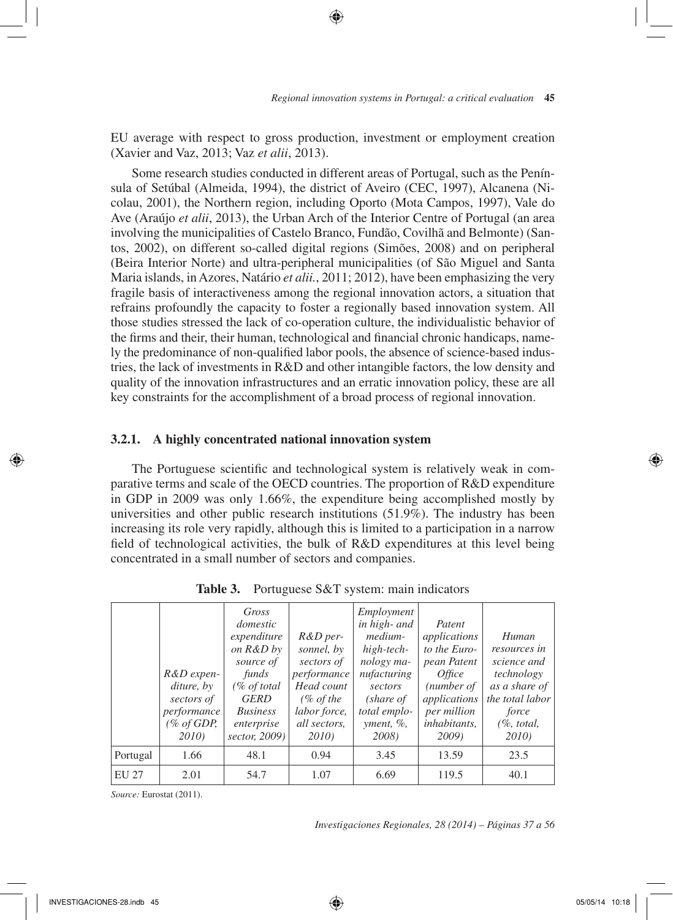EU average with respect to gross production, investment or employment creation (Xavier and Vaz, 2013; Vaz *et alii*, 2013).

Some research studies conducted in different areas of Portugal, such as the Península of Setúbal (Almeida, 1994), the district of Aveiro (CEC, 1997), Alcanena (Nicolau, 2001), the Northern region, including Oporto (Mota Campos, 1997), Vale do Ave (Araújo *et alii*, 2013), the Urban Arch of the Interior Centre of Portugal (an area involving the municipalities of Castelo Branco, Fundão, Covilhã and Belmonte) (Santos, 2002), on different so-called digital regions (Simões, 2008) and on peripheral (Beira Interior Norte) and ultra-peripheral municipalities (of São Miguel and Santa Maria islands, in Azores, Natário *et alii.*, 2011; 2012), have been emphasizing the very fragile basis of interactiveness among the regional innovation actors, a situation that refrains profoundly the capacity to foster a regionally based innovation system. All those studies stressed the lack of co-operation culture, the individualistic behavior of the firms and their, their human, technological and financial chronic handicaps, namely the predominance of non-qualified labor pools, the absence of science-based industries, the lack of investments in R&D and other intangible factors, the low density and quality of the innovation infrastructures and an erratic innovation policy, these are all key constraints for the accomplishment of a broad process of regional innovation.

### 3.2.1. A highly concentrated national innovation system

The Portuguese scientific and technological system is relatively weak in comparative terms and scale of the OECD countries. The proportion of R&D expenditure in GDP in 2009 was only 1.66%, the expenditure being accomplished mostly by universities and other public research institutions (51.9%). The industry has been increasing its role very rapidly, although this is limited to a participation in a narrow field of technological activities, the bulk of R&D expenditures at this level being concentrated in a small number of sectors and companies.

**Table 3.** Portuguese S&T system: main indicators

| | *R&D expenditure, by sectors of performance (% of GDP, 2010)* | *Gross domestic expenditure on R&D by source of funds (% of total GERD Business enterprise sector, 2009)* | *R&D personnel, by sectors of performance Head count (% of the labor force, all sectors, 2010)* | *Employment in high- and medium-high-technology manufacturing sectors (share of total employment, %, 2008)* | *Patent applications to the European Patent Office (number of applications per million inhabitants, 2009)* | *Human resources in science and technology as a share of the total labor force (%, total, 2010)* |
|---|---|---|---|---|---|---|
| Portugal | 1.66 | 48.1 | 0.94 | 3.45 | 13.59 | 23.5 |
| EU 27 | 2.01 | 54.7 | 1.07 | 6.69 | 119.5 | 40.1 |

*Source:* Eurostat (2011).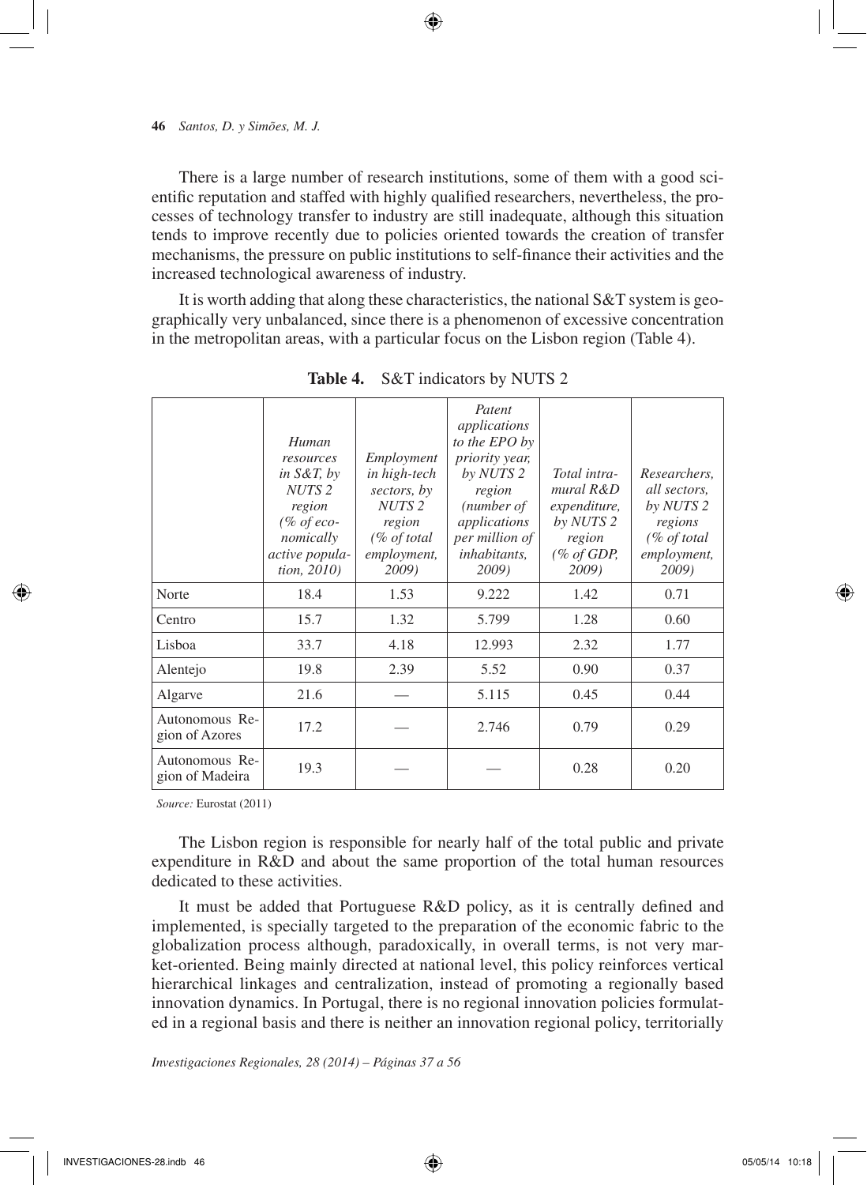There is a large number of research institutions, some of them with a good scientific reputation and staffed with highly qualified researchers, nevertheless, the processes of technology transfer to industry are still inadequate, although this situation tends to improve recently due to policies oriented towards the creation of transfer mechanisms, the pressure on public institutions to self-finance their activities and the increased technological awareness of industry.

It is worth adding that along these characteristics, the national S&T system is geographically very unbalanced, since there is a phenomenon of excessive concentration in the metropolitan areas, with a particular focus on the Lisbon region (Table 4).

**Table 4.** S&T indicators by NUTS 2

| | *Human resources in S&T, by NUTS 2 region (% of economically active population, 2010)* | *Employment in high-tech sectors, by NUTS 2 region (% of total employment, 2009)* | *Patent applications to the EPO by priority year, by NUTS 2 region (number of applications per million of inhabitants, 2009)* | *Total intramural R&D expenditure, by NUTS 2 region (% of GDP, 2009)* | *Researchers, all sectors, by NUTS 2 regions (% of total employment, 2009)* |
|---|---|---|---|---|---|
| Norte | 18.4 | 1.53 | 9.222 | 1.42 | 0.71 |
| Centro | 15.7 | 1.32 | 5.799 | 1.28 | 0.60 |
| Lisboa | 33.7 | 4.18 | 12.993 | 2.32 | 1.77 |
| Alentejo | 19.8 | 2.39 | 5.52 | 0.90 | 0.37 |
| Algarve | 21.6 | — | 5.115 | 0.45 | 0.44 |
| Autonomous Region of Azores | 17.2 | — | 2.746 | 0.79 | 0.29 |
| Autonomous Region of Madeira | 19.3 | — | — | 0.28 | 0.20 |

*Source:* Eurostat (2011)

The Lisbon region is responsible for nearly half of the total public and private expenditure in R&D and about the same proportion of the total human resources dedicated to these activities.

It must be added that Portuguese R&D policy, as it is centrally defined and implemented, is specially targeted to the preparation of the economic fabric to the globalization process although, paradoxically, in overall terms, is not very market-oriented. Being mainly directed at national level, this policy reinforces vertical hierarchical linkages and centralization, instead of promoting a regionally based innovation dynamics. In Portugal, there is no regional innovation policies formulated in a regional basis and there is neither an innovation regional policy, territorially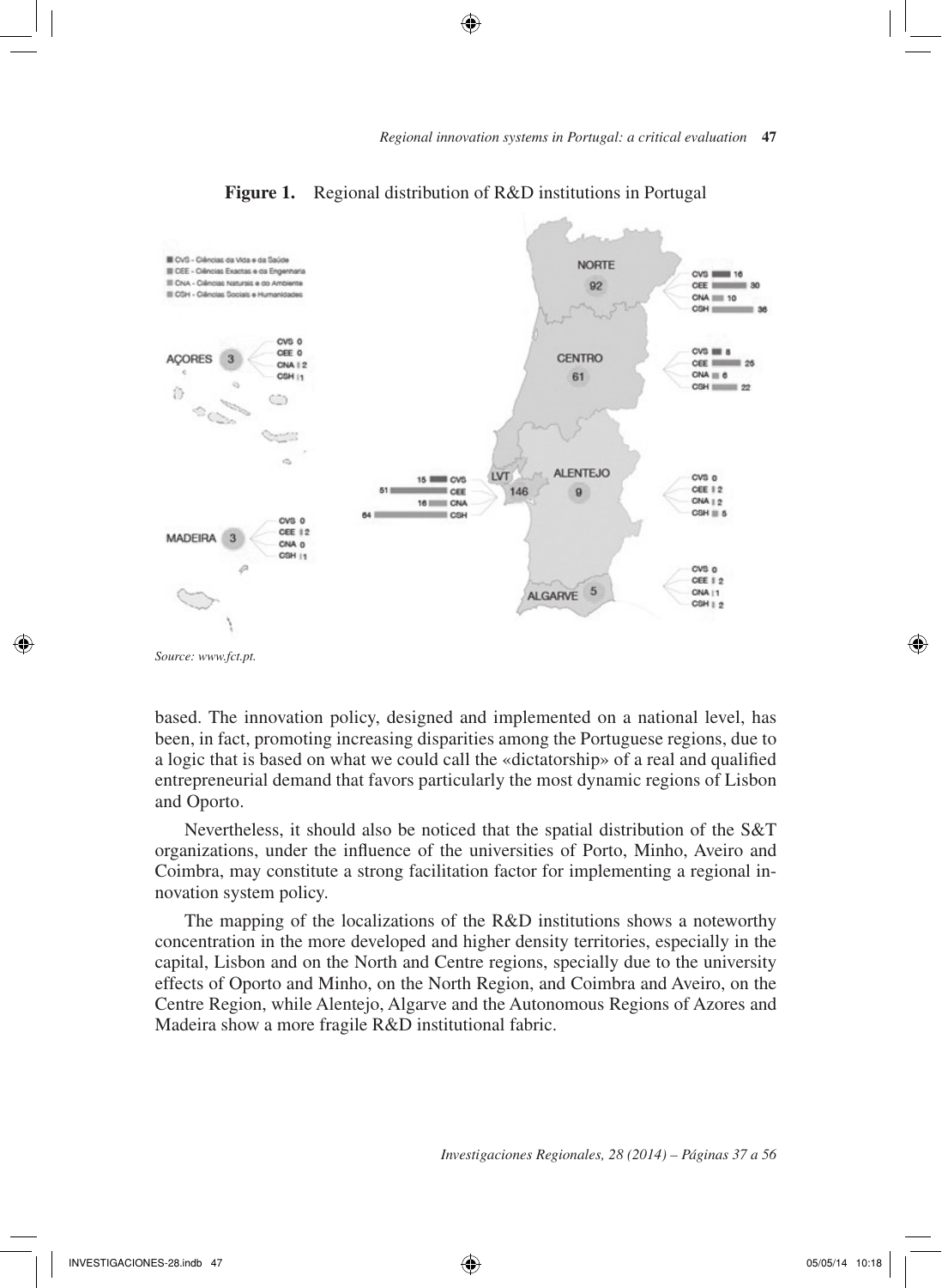**Figure 1.** Regional distribution of R&D institutions in Portugal

Source: www.fct.pt.

based. The innovation policy, designed and implemented on a national level, has been, in fact, promoting increasing disparities among the Portuguese regions, due to a logic that is based on what we could call the «dictatorship» of a real and qualified entrepreneurial demand that favors particularly the most dynamic regions of Lisbon and Oporto.

Nevertheless, it should also be noticed that the spatial distribution of the S&T organizations, under the influence of the universities of Porto, Minho, Aveiro and Coimbra, may constitute a strong facilitation factor for implementing a regional innovation system policy.

The mapping of the localizations of the R&D institutions shows a noteworthy concentration in the more developed and higher density territories, especially in the capital, Lisbon and on the North and Centre regions, specially due to the university effects of Oporto and Minho, on the North Region, and Coimbra and Aveiro, on the Centre Region, while Alentejo, Algarve and the Autonomous Regions of Azores and Madeira show a more fragile R&D institutional fabric.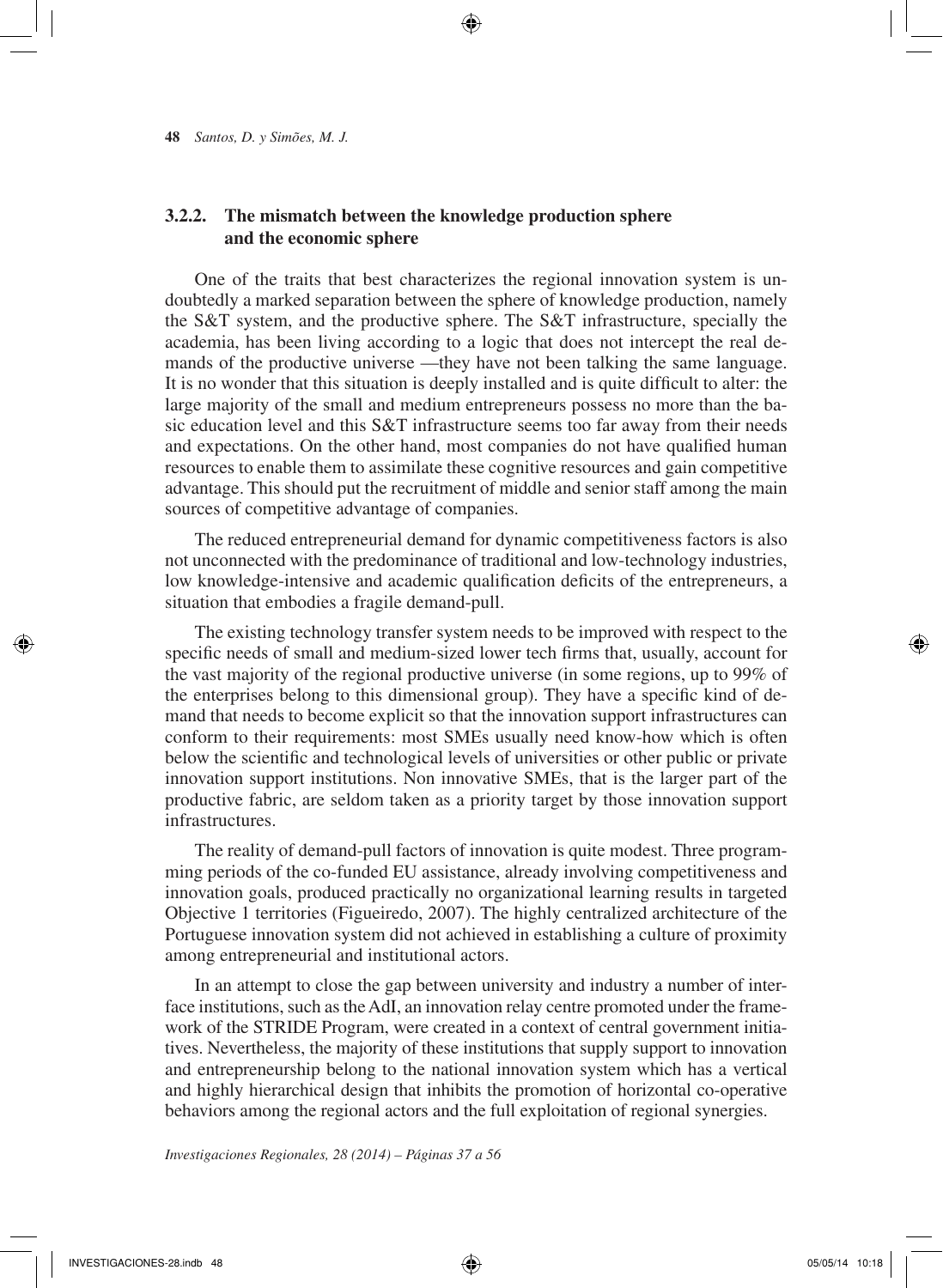### 3.2.2. The mismatch between the knowledge production sphere and the economic sphere

One of the traits that best characterizes the regional innovation system is undoubtedly a marked separation between the sphere of knowledge production, namely the S&T system, and the productive sphere. The S&T infrastructure, specially the academia, has been living according to a logic that does not intercept the real demands of the productive universe —they have not been talking the same language. It is no wonder that this situation is deeply installed and is quite difficult to alter: the large majority of the small and medium entrepreneurs possess no more than the basic education level and this S&T infrastructure seems too far away from their needs and expectations. On the other hand, most companies do not have qualified human resources to enable them to assimilate these cognitive resources and gain competitive advantage. This should put the recruitment of middle and senior staff among the main sources of competitive advantage of companies.

The reduced entrepreneurial demand for dynamic competitiveness factors is also not unconnected with the predominance of traditional and low-technology industries, low knowledge-intensive and academic qualification deficits of the entrepreneurs, a situation that embodies a fragile demand-pull.

The existing technology transfer system needs to be improved with respect to the specific needs of small and medium-sized lower tech firms that, usually, account for the vast majority of the regional productive universe (in some regions, up to 99% of the enterprises belong to this dimensional group). They have a specific kind of demand that needs to become explicit so that the innovation support infrastructures can conform to their requirements: most SMEs usually need know-how which is often below the scientific and technological levels of universities or other public or private innovation support institutions. Non innovative SMEs, that is the larger part of the productive fabric, are seldom taken as a priority target by those innovation support infrastructures.

The reality of demand-pull factors of innovation is quite modest. Three programming periods of the co-funded EU assistance, already involving competitiveness and innovation goals, produced practically no organizational learning results in targeted Objective 1 territories (Figueiredo, 2007). The highly centralized architecture of the Portuguese innovation system did not achieved in establishing a culture of proximity among entrepreneurial and institutional actors.

In an attempt to close the gap between university and industry a number of interface institutions, such as the AdI, an innovation relay centre promoted under the framework of the STRIDE Program, were created in a context of central government initiatives. Nevertheless, the majority of these institutions that supply support to innovation and entrepreneurship belong to the national innovation system which has a vertical and highly hierarchical design that inhibits the promotion of horizontal co-operative behaviors among the regional actors and the full exploitation of regional synergies.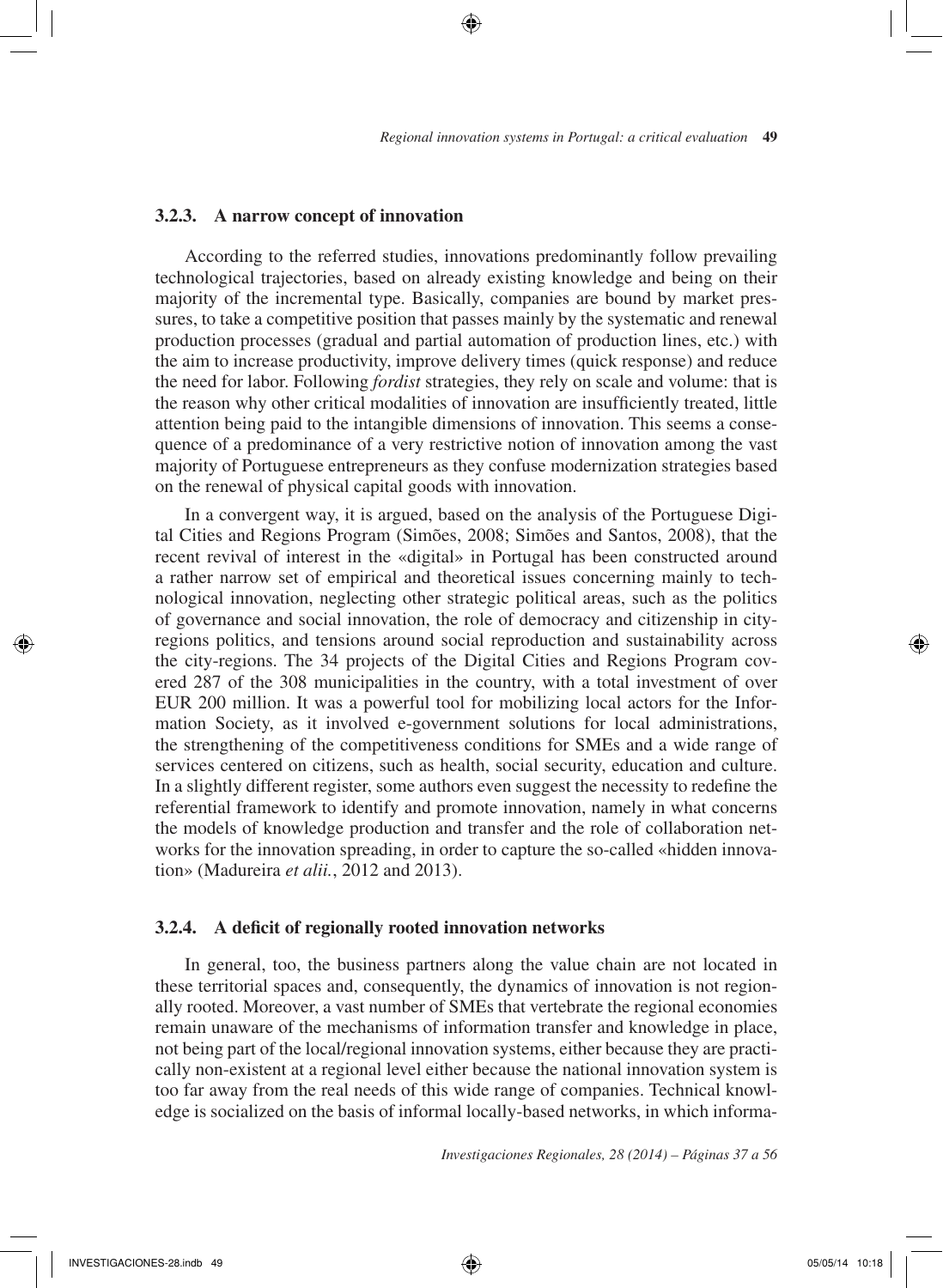### 3.2.3. A narrow concept of innovation

According to the referred studies, innovations predominantly follow prevailing technological trajectories, based on already existing knowledge and being on their majority of the incremental type. Basically, companies are bound by market pressures, to take a competitive position that passes mainly by the systematic and renewal production processes (gradual and partial automation of production lines, etc.) with the aim to increase productivity, improve delivery times (quick response) and reduce the need for labor. Following *fordist* strategies, they rely on scale and volume: that is the reason why other critical modalities of innovation are insufficiently treated, little attention being paid to the intangible dimensions of innovation. This seems a consequence of a predominance of a very restrictive notion of innovation among the vast majority of Portuguese entrepreneurs as they confuse modernization strategies based on the renewal of physical capital goods with innovation.

In a convergent way, it is argued, based on the analysis of the Portuguese Digital Cities and Regions Program (Simões, 2008; Simões and Santos, 2008), that the recent revival of interest in the «digital» in Portugal has been constructed around a rather narrow set of empirical and theoretical issues concerning mainly to technological innovation, neglecting other strategic political areas, such as the politics of governance and social innovation, the role of democracy and citizenship in city-regions politics, and tensions around social reproduction and sustainability across the city-regions. The 34 projects of the Digital Cities and Regions Program covered 287 of the 308 municipalities in the country, with a total investment of over EUR 200 million. It was a powerful tool for mobilizing local actors for the Information Society, as it involved e-government solutions for local administrations, the strengthening of the competitiveness conditions for SMEs and a wide range of services centered on citizens, such as health, social security, education and culture. In a slightly different register, some authors even suggest the necessity to redefine the referential framework to identify and promote innovation, namely in what concerns the models of knowledge production and transfer and the role of collaboration networks for the innovation spreading, in order to capture the so-called «hidden innovation» (Madureira *et alii.*, 2012 and 2013).

### 3.2.4. A deficit of regionally rooted innovation networks

In general, too, the business partners along the value chain are not located in these territorial spaces and, consequently, the dynamics of innovation is not regionally rooted. Moreover, a vast number of SMEs that vertebrate the regional economies remain unaware of the mechanisms of information transfer and knowledge in place, not being part of the local/regional innovation systems, either because they are practically non-existent at a regional level either because the national innovation system is too far away from the real needs of this wide range of companies. Technical knowledge is socialized on the basis of informal locally-based networks, in which informa-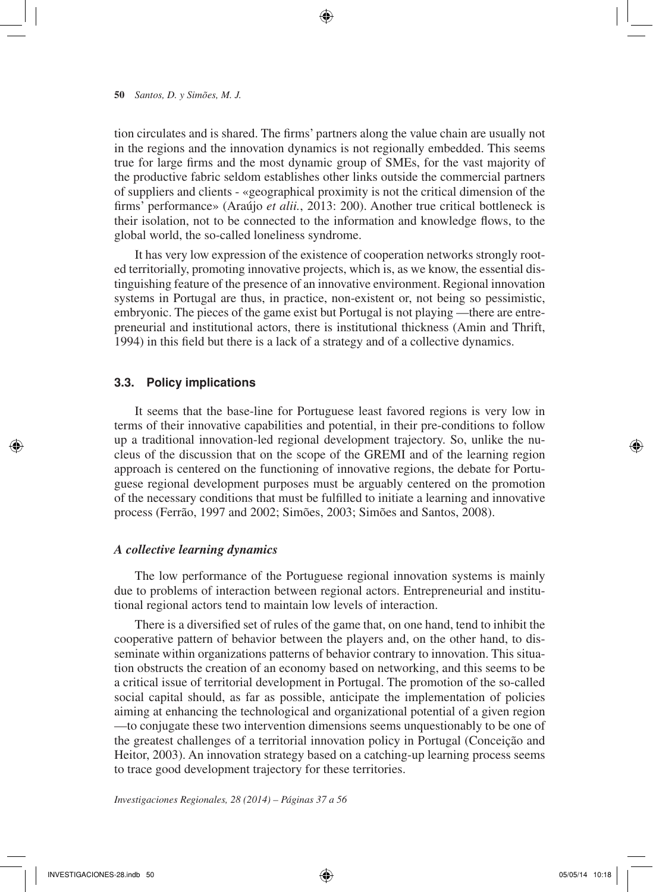tion circulates and is shared. The firms' partners along the value chain are usually not in the regions and the innovation dynamics is not regionally embedded. This seems true for large firms and the most dynamic group of SMEs, for the vast majority of the productive fabric seldom establishes other links outside the commercial partners of suppliers and clients - «geographical proximity is not the critical dimension of the firms' performance» (Araújo *et alii.*, 2013: 200). Another true critical bottleneck is their isolation, not to be connected to the information and knowledge flows, to the global world, the so-called loneliness syndrome.

It has very low expression of the existence of cooperation networks strongly rooted territorially, promoting innovative projects, which is, as we know, the essential distinguishing feature of the presence of an innovative environment. Regional innovation systems in Portugal are thus, in practice, non-existent or, not being so pessimistic, embryonic. The pieces of the game exist but Portugal is not playing —there are entrepreneurial and institutional actors, there is institutional thickness (Amin and Thrift, 1994) in this field but there is a lack of a strategy and of a collective dynamics.

### 3.3. Policy implications

It seems that the base-line for Portuguese least favored regions is very low in terms of their innovative capabilities and potential, in their pre-conditions to follow up a traditional innovation-led regional development trajectory. So, unlike the nucleus of the discussion that on the scope of the GREMI and of the learning region approach is centered on the functioning of innovative regions, the debate for Portuguese regional development purposes must be arguably centered on the promotion of the necessary conditions that must be fulfilled to initiate a learning and innovative process (Ferrão, 1997 and 2002; Simões, 2003; Simões and Santos, 2008).

#### *A collective learning dynamics*

The low performance of the Portuguese regional innovation systems is mainly due to problems of interaction between regional actors. Entrepreneurial and institutional regional actors tend to maintain low levels of interaction.

There is a diversified set of rules of the game that, on one hand, tend to inhibit the cooperative pattern of behavior between the players and, on the other hand, to disseminate within organizations patterns of behavior contrary to innovation. This situation obstructs the creation of an economy based on networking, and this seems to be a critical issue of territorial development in Portugal. The promotion of the so-called social capital should, as far as possible, anticipate the implementation of policies aiming at enhancing the technological and organizational potential of a given region —to conjugate these two intervention dimensions seems unquestionably to be one of the greatest challenges of a territorial innovation policy in Portugal (Conceição and Heitor, 2003). An innovation strategy based on a catching-up learning process seems to trace good development trajectory for these territories.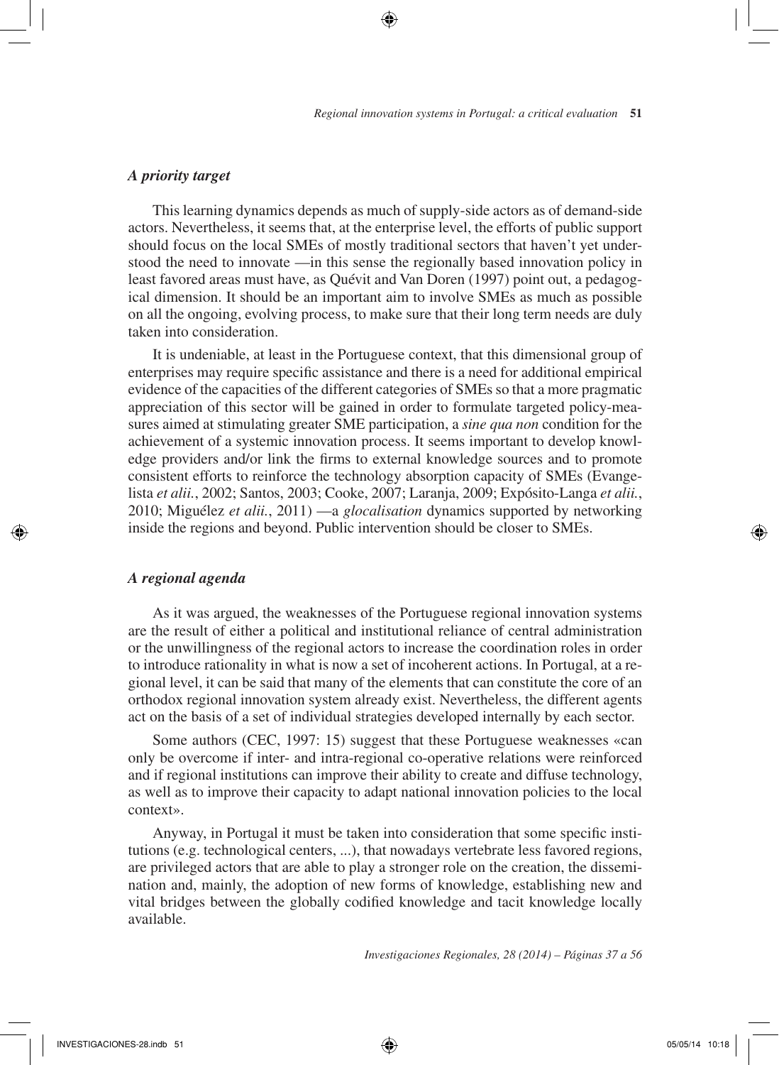### *A priority target*

This learning dynamics depends as much of supply-side actors as of demand-side actors. Nevertheless, it seems that, at the enterprise level, the efforts of public support should focus on the local SMEs of mostly traditional sectors that haven't yet understood the need to innovate —in this sense the regionally based innovation policy in least favored areas must have, as Quévit and Van Doren (1997) point out, a pedagogical dimension. It should be an important aim to involve SMEs as much as possible on all the ongoing, evolving process, to make sure that their long term needs are duly taken into consideration.

It is undeniable, at least in the Portuguese context, that this dimensional group of enterprises may require specific assistance and there is a need for additional empirical evidence of the capacities of the different categories of SMEs so that a more pragmatic appreciation of this sector will be gained in order to formulate targeted policy-measures aimed at stimulating greater SME participation, a *sine qua non* condition for the achievement of a systemic innovation process. It seems important to develop knowledge providers and/or link the firms to external knowledge sources and to promote consistent efforts to reinforce the technology absorption capacity of SMEs (Evangelista *et alii.*, 2002; Santos, 2003; Cooke, 2007; Laranja, 2009; Expósito-Langa *et alii.*, 2010; Miguélez *et alii.*, 2011) —a *glocalisation* dynamics supported by networking inside the regions and beyond. Public intervention should be closer to SMEs.

### *A regional agenda*

As it was argued, the weaknesses of the Portuguese regional innovation systems are the result of either a political and institutional reliance of central administration or the unwillingness of the regional actors to increase the coordination roles in order to introduce rationality in what is now a set of incoherent actions. In Portugal, at a regional level, it can be said that many of the elements that can constitute the core of an orthodox regional innovation system already exist. Nevertheless, the different agents act on the basis of a set of individual strategies developed internally by each sector.

Some authors (CEC, 1997: 15) suggest that these Portuguese weaknesses «can only be overcome if inter- and intra-regional co-operative relations were reinforced and if regional institutions can improve their ability to create and diffuse technology, as well as to improve their capacity to adapt national innovation policies to the local context».

Anyway, in Portugal it must be taken into consideration that some specific institutions (e.g. technological centers, ...), that nowadays vertebrate less favored regions, are privileged actors that are able to play a stronger role on the creation, the dissemination and, mainly, the adoption of new forms of knowledge, establishing new and vital bridges between the globally codified knowledge and tacit knowledge locally available.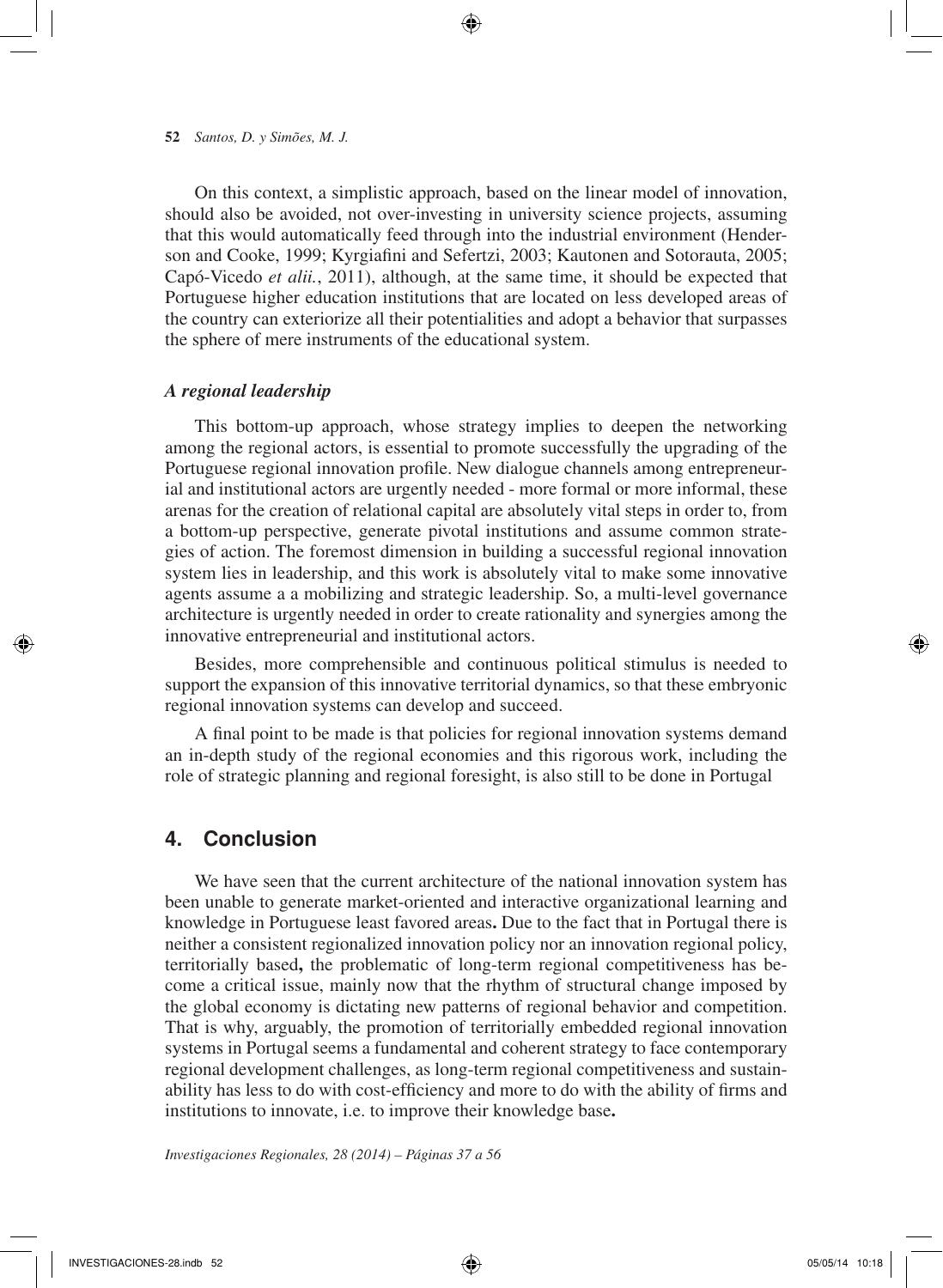On this context, a simplistic approach, based on the linear model of innovation, should also be avoided, not over-investing in university science projects, assuming that this would automatically feed through into the industrial environment (Henderson and Cooke, 1999; Kyrgiafini and Sefertzi, 2003; Kautonen and Sotorauta, 2005; Capó-Vicedo *et alii.*, 2011), although, at the same time, it should be expected that Portuguese higher education institutions that are located on less developed areas of the country can exteriorize all their potentialities and adopt a behavior that surpasses the sphere of mere instruments of the educational system.

### *A regional leadership*

This bottom-up approach, whose strategy implies to deepen the networking among the regional actors, is essential to promote successfully the upgrading of the Portuguese regional innovation profile. New dialogue channels among entrepreneurial and institutional actors are urgently needed - more formal or more informal, these arenas for the creation of relational capital are absolutely vital steps in order to, from a bottom-up perspective, generate pivotal institutions and assume common strategies of action. The foremost dimension in building a successful regional innovation system lies in leadership, and this work is absolutely vital to make some innovative agents assume a a mobilizing and strategic leadership. So, a multi-level governance architecture is urgently needed in order to create rationality and synergies among the innovative entrepreneurial and institutional actors.

Besides, more comprehensible and continuous political stimulus is needed to support the expansion of this innovative territorial dynamics, so that these embryonic regional innovation systems can develop and succeed.

A final point to be made is that policies for regional innovation systems demand an in-depth study of the regional economies and this rigorous work, including the role of strategic planning and regional foresight, is also still to be done in Portugal

## 4. Conclusion

We have seen that the current architecture of the national innovation system has been unable to generate market-oriented and interactive organizational learning and knowledge in Portuguese least favored areas**.** Due to the fact that in Portugal there is neither a consistent regionalized innovation policy nor an innovation regional policy, territorially based**,** the problematic of long-term regional competitiveness has become a critical issue, mainly now that the rhythm of structural change imposed by the global economy is dictating new patterns of regional behavior and competition. That is why, arguably, the promotion of territorially embedded regional innovation systems in Portugal seems a fundamental and coherent strategy to face contemporary regional development challenges, as long-term regional competitiveness and sustainability has less to do with cost-efficiency and more to do with the ability of firms and institutions to innovate, i.e. to improve their knowledge base**.**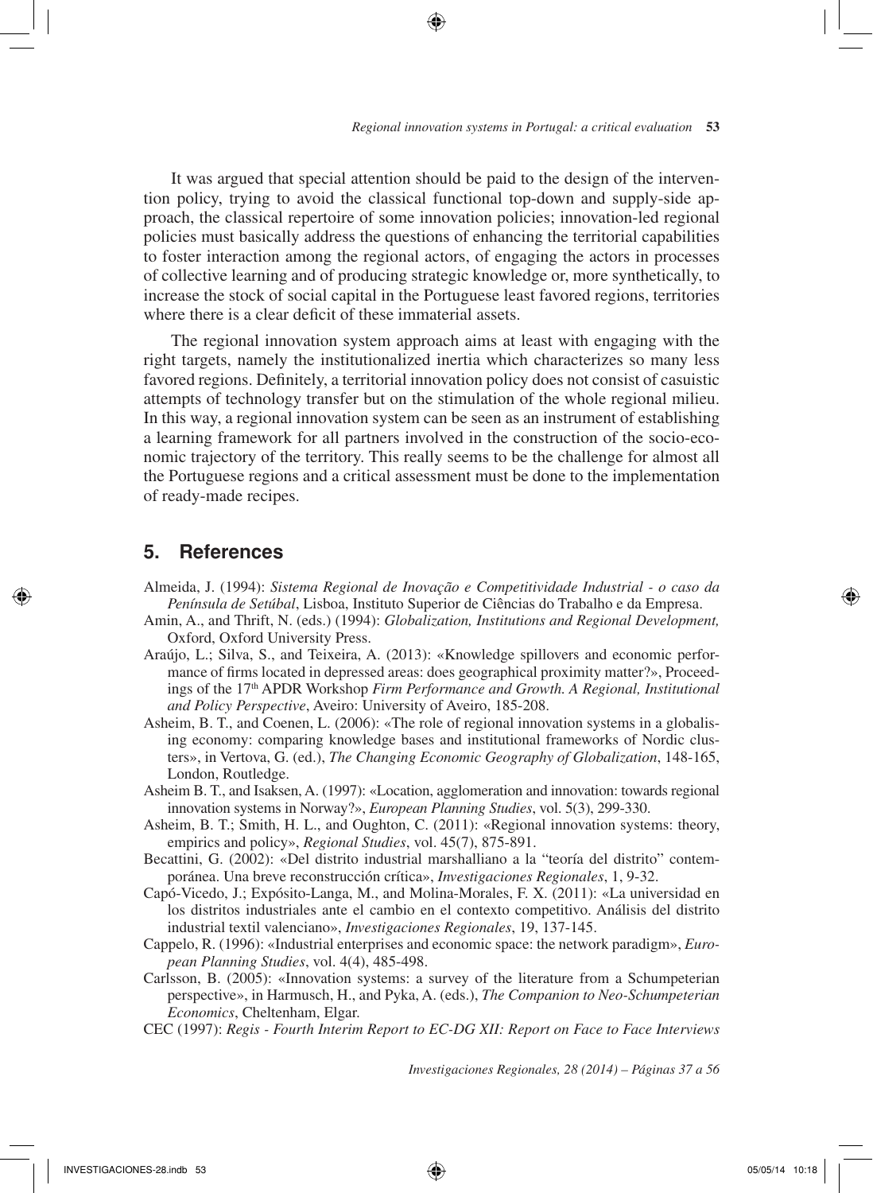It was argued that special attention should be paid to the design of the intervention policy, trying to avoid the classical functional top-down and supply-side approach, the classical repertoire of some innovation policies; innovation-led regional policies must basically address the questions of enhancing the territorial capabilities to foster interaction among the regional actors, of engaging the actors in processes of collective learning and of producing strategic knowledge or, more synthetically, to increase the stock of social capital in the Portuguese least favored regions, territories where there is a clear deficit of these immaterial assets.

The regional innovation system approach aims at least with engaging with the right targets, namely the institutionalized inertia which characterizes so many less favored regions. Definitely, a territorial innovation policy does not consist of casuistic attempts of technology transfer but on the stimulation of the whole regional milieu. In this way, a regional innovation system can be seen as an instrument of establishing a learning framework for all partners involved in the construction of the socio-economic trajectory of the territory. This really seems to be the challenge for almost all the Portuguese regions and a critical assessment must be done to the implementation of ready-made recipes.

## 5. References

Almeida, J. (1994): *Sistema Regional de Inovação e Competitividade Industrial - o caso da Península de Setúbal*, Lisboa, Instituto Superior de Ciências do Trabalho e da Empresa.

Amin, A., and Thrift, N. (eds.) (1994): *Globalization, Institutions and Regional Development,* Oxford, Oxford University Press.

Araújo, L.; Silva, S., and Teixeira, A. (2013): «Knowledge spillovers and economic performance of firms located in depressed areas: does geographical proximity matter?», Proceedings of the 17th APDR Workshop *Firm Performance and Growth. A Regional, Institutional and Policy Perspective*, Aveiro: University of Aveiro, 185-208.

Asheim, B. T., and Coenen, L. (2006): «The role of regional innovation systems in a globalising economy: comparing knowledge bases and institutional frameworks of Nordic clusters», in Vertova, G. (ed.), *The Changing Economic Geography of Globalization*, 148-165, London, Routledge.

Asheim B. T., and Isaksen, A. (1997): «Location, agglomeration and innovation: towards regional innovation systems in Norway?», *European Planning Studies*, vol. 5(3), 299-330.

Asheim, B. T.; Smith, H. L., and Oughton, C. (2011): «Regional innovation systems: theory, empirics and policy», *Regional Studies*, vol. 45(7), 875-891.

Becattini, G. (2002): «Del distrito industrial marshalliano a la "teoría del distrito" contemporánea. Una breve reconstrucción crítica», *Investigaciones Regionales*, 1, 9-32.

Capó-Vicedo, J.; Expósito-Langa, M., and Molina-Morales, F. X. (2011): «La universidad en los distritos industriales ante el cambio en el contexto competitivo. Análisis del distrito industrial textil valenciano», *Investigaciones Regionales*, 19, 137-145.

Cappelo, R. (1996): «Industrial enterprises and economic space: the network paradigm», *European Planning Studies*, vol. 4(4), 485-498.

Carlsson, B. (2005): «Innovation systems: a survey of the literature from a Schumpeterian perspective», in Harmusch, H., and Pyka, A. (eds.), *The Companion to Neo-Schumpeterian Economics*, Cheltenham, Elgar.

CEC (1997): *Regis - Fourth Interim Report to EC-DG XII: Report on Face to Face Interviews*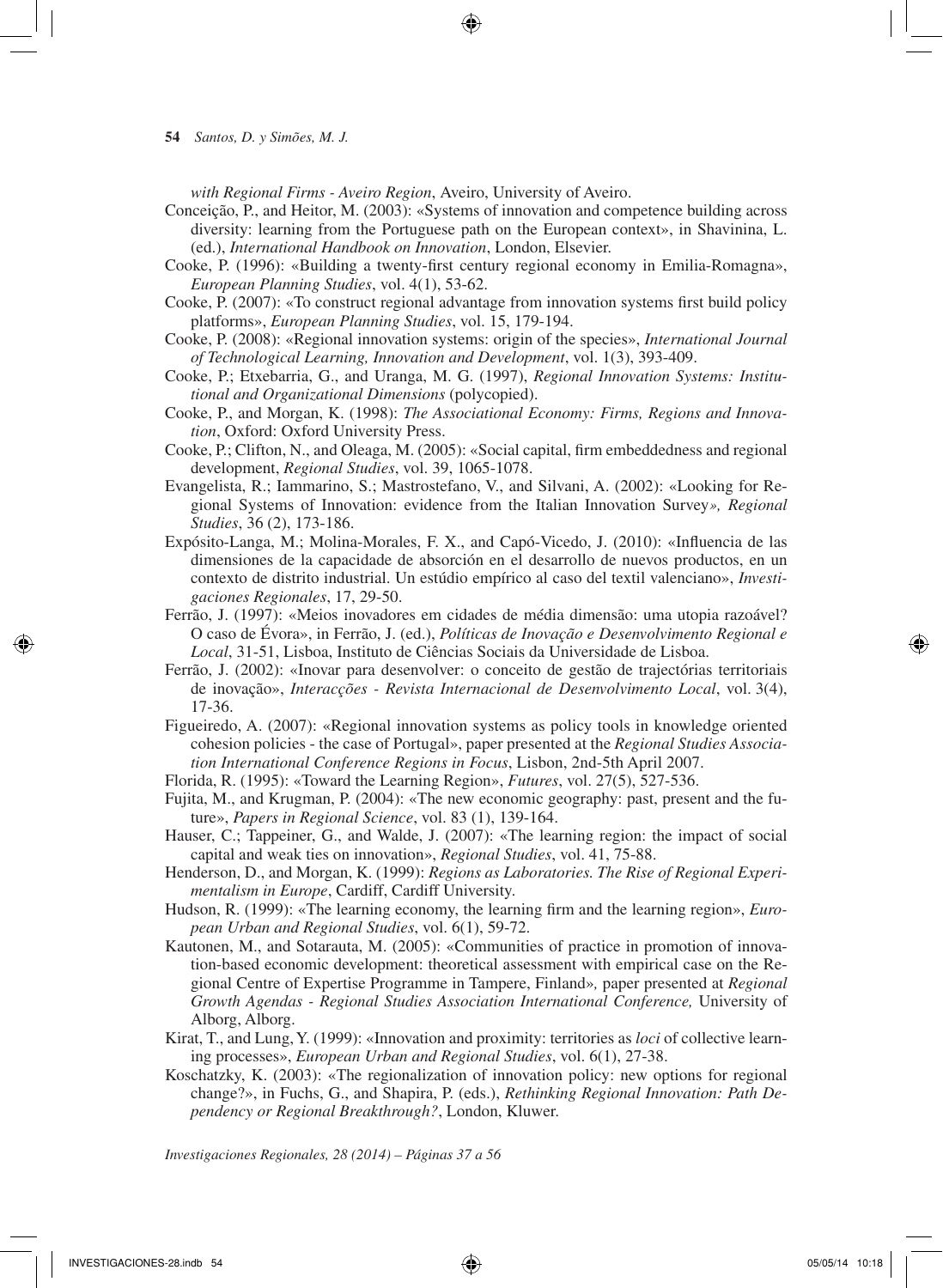*with Regional Firms - Aveiro Region*, Aveiro, University of Aveiro.

Conceição, P., and Heitor, M. (2003): «Systems of innovation and competence building across diversity: learning from the Portuguese path on the European context», in Shavinina, L. (ed.), *International Handbook on Innovation*, London, Elsevier.

Cooke, P. (1996): «Building a twenty-first century regional economy in Emilia-Romagna», *European Planning Studies*, vol. 4(1), 53-62.

Cooke, P. (2007): «To construct regional advantage from innovation systems first build policy platforms», *European Planning Studies*, vol. 15, 179-194.

Cooke, P. (2008): «Regional innovation systems: origin of the species», *International Journal of Technological Learning, Innovation and Development*, vol. 1(3), 393-409.

Cooke, P.; Etxebarria, G., and Uranga, M. G. (1997), *Regional Innovation Systems: Institutional and Organizational Dimensions* (polycopied).

Cooke, P., and Morgan, K. (1998): *The Associational Economy: Firms, Regions and Innovation*, Oxford: Oxford University Press.

Cooke, P.; Clifton, N., and Oleaga, M. (2005): «Social capital, firm embeddedness and regional development, *Regional Studies*, vol. 39, 1065-1078.

Evangelista, R.; Iammarino, S.; Mastrostefano, V., and Silvani, A. (2002): «Looking for Regional Systems of Innovation: evidence from the Italian Innovation Survey*», Regional Studies*, 36 (2), 173-186.

Expósito-Langa, M.; Molina-Morales, F. X., and Capó-Vicedo, J. (2010): «Influencia de las dimensiones de la capacidade de absorción en el desarrollo de nuevos productos, en un contexto de distrito industrial. Un estúdio empírico al caso del textil valenciano», *Investigaciones Regionales*, 17, 29-50.

Ferrão, J. (1997): «Meios inovadores em cidades de média dimensão: uma utopia razoável? O caso de Évora», in Ferrão, J. (ed.), *Políticas de Inovação e Desenvolvimento Regional e Local*, 31-51, Lisboa, Instituto de Ciências Sociais da Universidade de Lisboa.

Ferrão, J. (2002): «Inovar para desenvolver: o conceito de gestão de trajectórias territoriais de inovação», *Interacções - Revista Internacional de Desenvolvimento Local*, vol. 3(4), 17-36.

Figueiredo, A. (2007): «Regional innovation systems as policy tools in knowledge oriented cohesion policies - the case of Portugal», paper presented at the *Regional Studies Association International Conference Regions in Focus*, Lisbon, 2nd-5th April 2007.

Florida, R. (1995): «Toward the Learning Region», *Futures*, vol. 27(5), 527-536.

Fujita, M., and Krugman, P. (2004): «The new economic geography: past, present and the future», *Papers in Regional Science*, vol. 83 (1), 139-164.

Hauser, C.; Tappeiner, G., and Walde, J. (2007): «The learning region: the impact of social capital and weak ties on innovation», *Regional Studies*, vol. 41, 75-88.

Henderson, D., and Morgan, K. (1999): *Regions as Laboratories. The Rise of Regional Experimentalism in Europe*, Cardiff, Cardiff University.

Hudson, R. (1999): «The learning economy, the learning firm and the learning region», *European Urban and Regional Studies*, vol. 6(1), 59-72.

Kautonen, M., and Sotarauta, M. (2005): «Communities of practice in promotion of innovation-based economic development: theoretical assessment with empirical case on the Regional Centre of Expertise Programme in Tampere, Finland», paper presented at *Regional Growth Agendas - Regional Studies Association International Conference,* University of Alborg, Alborg.

Kirat, T., and Lung, Y. (1999): «Innovation and proximity: territories as *loci* of collective learning processes», *European Urban and Regional Studies*, vol. 6(1), 27-38.

Koschatzky, K. (2003): «The regionalization of innovation policy: new options for regional change?», in Fuchs, G., and Shapira, P. (eds.), *Rethinking Regional Innovation: Path Dependency or Regional Breakthrough?*, London, Kluwer.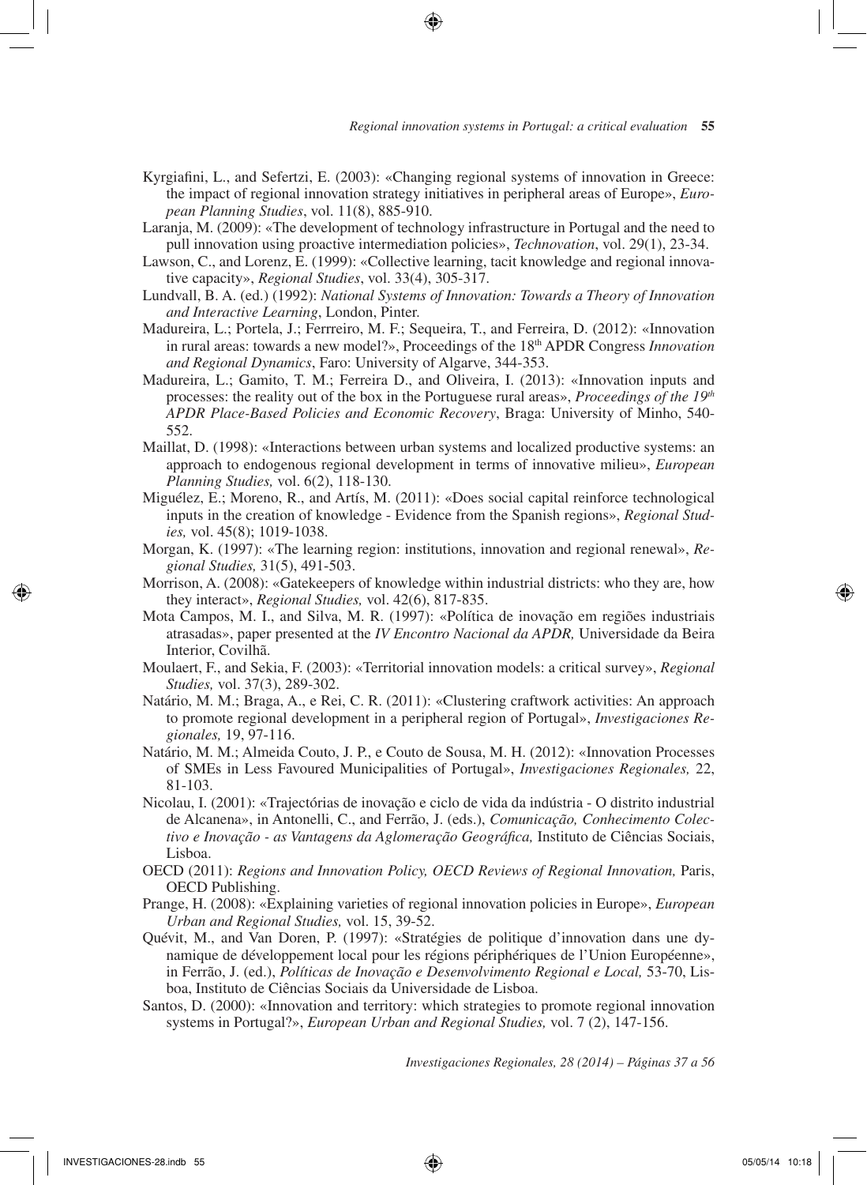Kyrgiafini, L., and Sefertzi, E. (2003): «Changing regional systems of innovation in Greece: the impact of regional innovation strategy initiatives in peripheral areas of Europe», *European Planning Studies*, vol. 11(8), 885-910.

Laranja, M. (2009): «The development of technology infrastructure in Portugal and the need to pull innovation using proactive intermediation policies», *Technovation*, vol. 29(1), 23-34.

Lawson, C., and Lorenz, E. (1999): «Collective learning, tacit knowledge and regional innovative capacity», *Regional Studies*, vol. 33(4), 305-317.

Lundvall, B. A. (ed.) (1992): *National Systems of Innovation: Towards a Theory of Innovation and Interactive Learning*, London, Pinter.

Madureira, L.; Portela, J.; Ferrreiro, M. F.; Sequeira, T., and Ferreira, D. (2012): «Innovation in rural areas: towards a new model?», Proceedings of the 18th APDR Congress *Innovation and Regional Dynamics*, Faro: University of Algarve, 344-353.

Madureira, L.; Gamito, T. M.; Ferreira D., and Oliveira, I. (2013): «Innovation inputs and processes: the reality out of the box in the Portuguese rural areas», *Proceedings of the 19th APDR Place-Based Policies and Economic Recovery*, Braga: University of Minho, 540-552.

Maillat, D. (1998): «Interactions between urban systems and localized productive systems: an approach to endogenous regional development in terms of innovative milieu», *European Planning Studies,* vol. 6(2), 118-130.

Miguélez, E.; Moreno, R., and Artís, M. (2011): «Does social capital reinforce technological inputs in the creation of knowledge - Evidence from the Spanish regions», *Regional Studies,* vol. 45(8); 1019-1038.

Morgan, K. (1997): «The learning region: institutions, innovation and regional renewal», *Regional Studies,* 31(5), 491-503.

Morrison, A. (2008): «Gatekeepers of knowledge within industrial districts: who they are, how they interact», *Regional Studies,* vol. 42(6), 817-835.

Mota Campos, M. I., and Silva, M. R. (1997): «Política de inovação em regiões industriais atrasadas», paper presented at the *IV Encontro Nacional da APDR,* Universidade da Beira Interior, Covilhã.

Moulaert, F., and Sekia, F. (2003): «Territorial innovation models: a critical survey», *Regional Studies,* vol. 37(3), 289-302.

Natário, M. M.; Braga, A., e Rei, C. R. (2011): «Clustering craftwork activities: An approach to promote regional development in a peripheral region of Portugal», *Investigaciones Regionales,* 19, 97-116.

Natário, M. M.; Almeida Couto, J. P., e Couto de Sousa, M. H. (2012): «Innovation Processes of SMEs in Less Favoured Municipalities of Portugal», *Investigaciones Regionales,* 22, 81-103.

Nicolau, I. (2001): «Trajectórias de inovação e ciclo de vida da indústria - O distrito industrial de Alcanena», in Antonelli, C., and Ferrão, J. (eds.), *Comunicação, Conhecimento Colectivo e Inovação - as Vantagens da Aglomeração Geográfica,* Instituto de Ciências Sociais, Lisboa.

OECD (2011): *Regions and Innovation Policy, OECD Reviews of Regional Innovation,* Paris, OECD Publishing.

Prange, H. (2008): «Explaining varieties of regional innovation policies in Europe», *European Urban and Regional Studies,* vol. 15, 39-52.

Quévit, M., and Van Doren, P. (1997): «Stratégies de politique d'innovation dans une dynamique de développement local pour les régions périphériques de l'Union Européenne», in Ferrão, J. (ed.), *Políticas de Inovação e Desenvolvimento Regional e Local,* 53-70, Lisboa, Instituto de Ciências Sociais da Universidade de Lisboa.

Santos, D. (2000): «Innovation and territory: which strategies to promote regional innovation systems in Portugal?», *European Urban and Regional Studies,* vol. 7 (2), 147-156.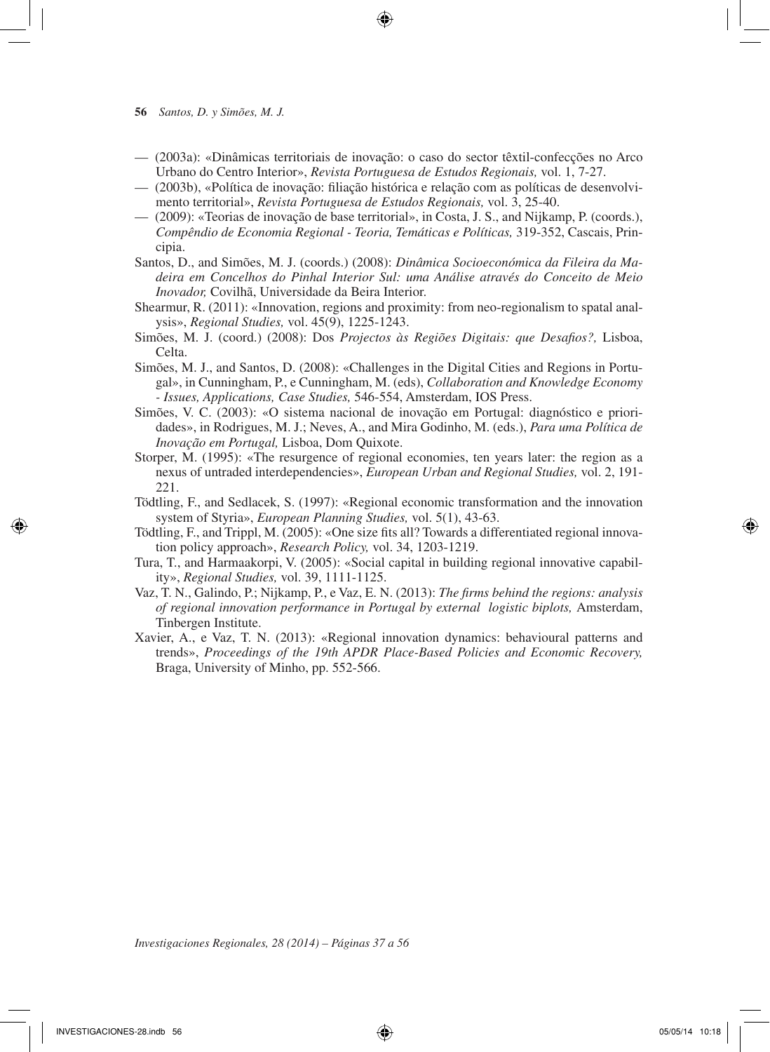— (2003a): «Dinâmicas territoriais de inovação: o caso do sector têxtil-confecções no Arco Urbano do Centro Interior», *Revista Portuguesa de Estudos Regionais,* vol. 1, 7-27.

— (2003b), «Política de inovação: filiação histórica e relação com as políticas de desenvolvimento territorial», *Revista Portuguesa de Estudos Regionais,* vol. 3, 25-40.

— (2009): «Teorias de inovação de base territorial», in Costa, J. S., and Nijkamp, P. (coords.), *Compêndio de Economia Regional - Teoria, Temáticas e Políticas,* 319-352, Cascais, Principia.

Santos, D., and Simões, M. J. (coords.) (2008): *Dinâmica Socioeconómica da Fileira da Madeira em Concelhos do Pinhal Interior Sul: uma Análise através do Conceito de Meio Inovador,* Covilhã, Universidade da Beira Interior.

Shearmur, R. (2011): «Innovation, regions and proximity: from neo-regionalism to spatal analysis», *Regional Studies,* vol. 45(9), 1225-1243.

Simões, M. J. (coord.) (2008): Dos *Projectos às Regiões Digitais: que Desafios?,* Lisboa, Celta.

Simões, M. J., and Santos, D. (2008): «Challenges in the Digital Cities and Regions in Portugal», in Cunningham, P., e Cunningham, M. (eds), *Collaboration and Knowledge Economy - Issues, Applications, Case Studies,* 546-554, Amsterdam, IOS Press.

Simões, V. C. (2003): «O sistema nacional de inovação em Portugal: diagnóstico e prioridades», in Rodrigues, M. J.; Neves, A., and Mira Godinho, M. (eds.), *Para uma Política de Inovação em Portugal,* Lisboa, Dom Quixote.

Storper, M. (1995): «The resurgence of regional economies, ten years later: the region as a nexus of untraded interdependencies», *European Urban and Regional Studies,* vol. 2, 191-221.

Tödtling, F., and Sedlacek, S. (1997): «Regional economic transformation and the innovation system of Styria», *European Planning Studies,* vol. 5(1), 43-63.

Tödtling, F., and Trippl, M. (2005): «One size fits all? Towards a differentiated regional innovation policy approach», *Research Policy,* vol. 34, 1203-1219.

Tura, T., and Harmaakorpi, V. (2005): «Social capital in building regional innovative capability», *Regional Studies,* vol. 39, 1111-1125.

Vaz, T. N., Galindo, P.; Nijkamp, P., e Vaz, E. N. (2013): *The firms behind the regions: analysis of regional innovation performance in Portugal by external logistic biplots,* Amsterdam, Tinbergen Institute.

Xavier, A., e Vaz, T. N. (2013): «Regional innovation dynamics: behavioural patterns and trends», *Proceedings of the 19th APDR Place-Based Policies and Economic Recovery,* Braga, University of Minho, pp. 552-566.